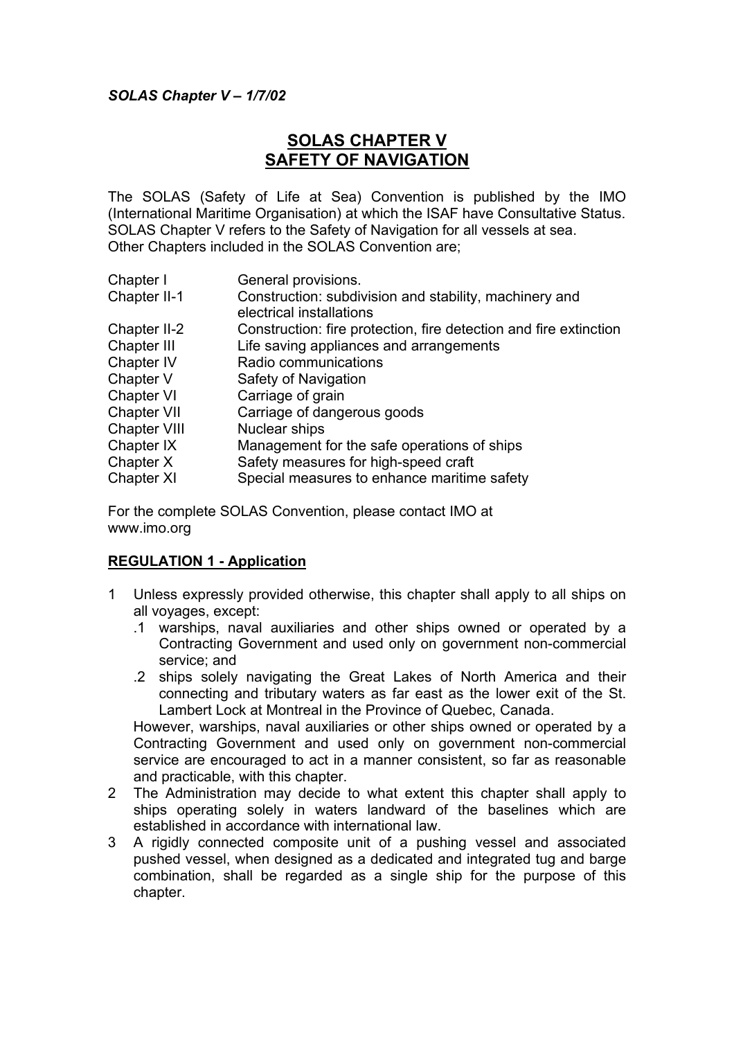# SOLAS CHAPTER V
# SAFETY OF NAVIGATION

The SOLAS (Safety of Life at Sea) Convention is published by the IMO (International Maritime Organisation) at which the ISAF have Consultative Status. SOLAS Chapter V refers to the Safety of Navigation for all vessels at sea. Other Chapters included in the SOLAS Convention are;

| | |
|---|---|
| Chapter I | General provisions. |
| Chapter II-1 | Construction: subdivision and stability, machinery and electrical installations |
| Chapter II-2 | Construction: fire protection, fire detection and fire extinction |
| Chapter III | Life saving appliances and arrangements |
| Chapter IV | Radio communications |
| Chapter V | Safety of Navigation |
| Chapter VI | Carriage of grain |
| Chapter VII | Carriage of dangerous goods |
| Chapter VIII | Nuclear ships |
| Chapter IX | Management for the safe operations of ships |
| Chapter X | Safety measures for high-speed craft |
| Chapter XI | Special measures to enhance maritime safety |

For the complete SOLAS Convention, please contact IMO at www.imo.org

## REGULATION 1 - Application

1 Unless expressly provided otherwise, this chapter shall apply to all ships on all voyages, except:
   .1 warships, naval auxiliaries and other ships owned or operated by a Contracting Government and used only on government non-commercial service; and
   .2 ships solely navigating the Great Lakes of North America and their connecting and tributary waters as far east as the lower exit of the St. Lambert Lock at Montreal in the Province of Quebec, Canada.

   However, warships, naval auxiliaries or other ships owned or operated by a Contracting Government and used only on government non-commercial service are encouraged to act in a manner consistent, so far as reasonable and practicable, with this chapter.

2 The Administration may decide to what extent this chapter shall apply to ships operating solely in waters landward of the baselines which are established in accordance with international law.

3 A rigidly connected composite unit of a pushing vessel and associated pushed vessel, when designed as a dedicated and integrated tug and barge combination, shall be regarded as a single ship for the purpose of this chapter.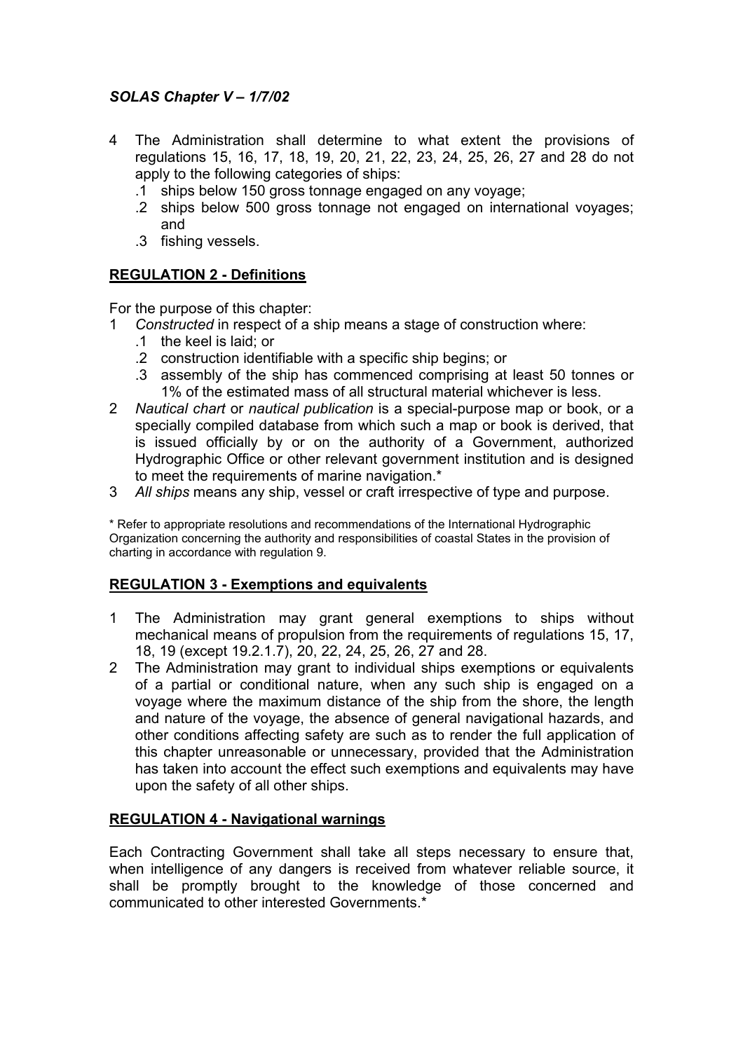4 The Administration shall determine to what extent the provisions of regulations 15, 16, 17, 18, 19, 20, 21, 22, 23, 24, 25, 26, 27 and 28 do not apply to the following categories of ships:
   .1 ships below 150 gross tonnage engaged on any voyage;
   .2 ships below 500 gross tonnage not engaged on international voyages; and
   .3 fishing vessels.

## REGULATION 2 - Definitions

For the purpose of this chapter:

1 *Constructed* in respect of a ship means a stage of construction where:
   .1 the keel is laid; or
   .2 construction identifiable with a specific ship begins; or
   .3 assembly of the ship has commenced comprising at least 50 tonnes or 1% of the estimated mass of all structural material whichever is less.

2 *Nautical chart* or *nautical publication* is a special-purpose map or book, or a specially compiled database from which such a map or book is derived, that is issued officially by or on the authority of a Government, authorized Hydrographic Office or other relevant government institution and is designed to meet the requirements of marine navigation.*

3 *All ships* means any ship, vessel or craft irrespective of type and purpose.

* Refer to appropriate resolutions and recommendations of the International Hydrographic Organization concerning the authority and responsibilities of coastal States in the provision of charting in accordance with regulation 9.

## REGULATION 3 - Exemptions and equivalents

1 The Administration may grant general exemptions to ships without mechanical means of propulsion from the requirements of regulations 15, 17, 18, 19 (except 19.2.1.7), 20, 22, 24, 25, 26, 27 and 28.

2 The Administration may grant to individual ships exemptions or equivalents of a partial or conditional nature, when any such ship is engaged on a voyage where the maximum distance of the ship from the shore, the length and nature of the voyage, the absence of general navigational hazards, and other conditions affecting safety are such as to render the full application of this chapter unreasonable or unnecessary, provided that the Administration has taken into account the effect such exemptions and equivalents may have upon the safety of all other ships.

## REGULATION 4 - Navigational warnings

Each Contracting Government shall take all steps necessary to ensure that, when intelligence of any dangers is received from whatever reliable source, it shall be promptly brought to the knowledge of those concerned and communicated to other interested Governments.*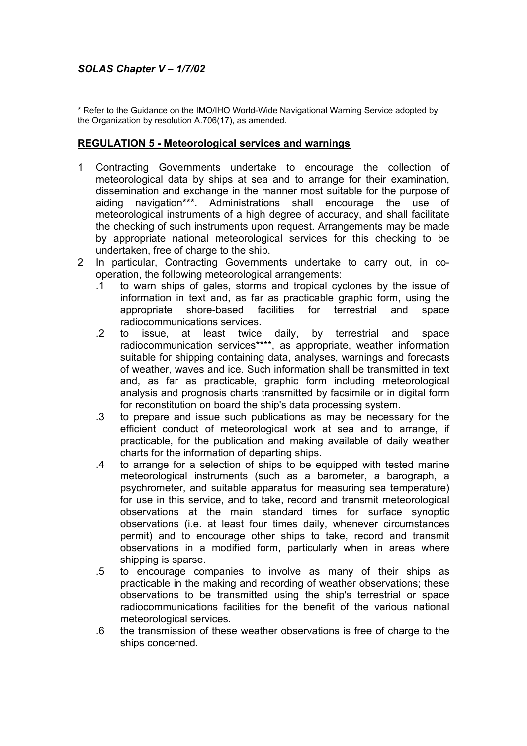\* Refer to the Guidance on the IMO/IHO World-Wide Navigational Warning Service adopted by the Organization by resolution A.706(17), as amended.

## REGULATION 5 - Meteorological services and warnings

1 Contracting Governments undertake to encourage the collection of meteorological data by ships at sea and to arrange for their examination, dissemination and exchange in the manner most suitable for the purpose of aiding navigation***. Administrations shall encourage the use of meteorological instruments of a high degree of accuracy, and shall facilitate the checking of such instruments upon request. Arrangements may be made by appropriate national meteorological services for this checking to be undertaken, free of charge to the ship.

2 In particular, Contracting Governments undertake to carry out, in co-operation, the following meteorological arrangements:

  .1 to warn ships of gales, storms and tropical cyclones by the issue of information in text and, as far as practicable graphic form, using the appropriate shore-based facilities for terrestrial and space radiocommunications services.

  .2 to issue, at least twice daily, by terrestrial and space radiocommunication services****, as appropriate, weather information suitable for shipping containing data, analyses, warnings and forecasts of weather, waves and ice. Such information shall be transmitted in text and, as far as practicable, graphic form including meteorological analysis and prognosis charts transmitted by facsimile or in digital form for reconstitution on board the ship's data processing system.

  .3 to prepare and issue such publications as may be necessary for the efficient conduct of meteorological work at sea and to arrange, if practicable, for the publication and making available of daily weather charts for the information of departing ships.

  .4 to arrange for a selection of ships to be equipped with tested marine meteorological instruments (such as a barometer, a barograph, a psychrometer, and suitable apparatus for measuring sea temperature) for use in this service, and to take, record and transmit meteorological observations at the main standard times for surface synoptic observations (i.e. at least four times daily, whenever circumstances permit) and to encourage other ships to take, record and transmit observations in a modified form, particularly when in areas where shipping is sparse.

  .5 to encourage companies to involve as many of their ships as practicable in the making and recording of weather observations; these observations to be transmitted using the ship's terrestrial or space radiocommunications facilities for the benefit of the various national meteorological services.

  .6 the transmission of these weather observations is free of charge to the ships concerned.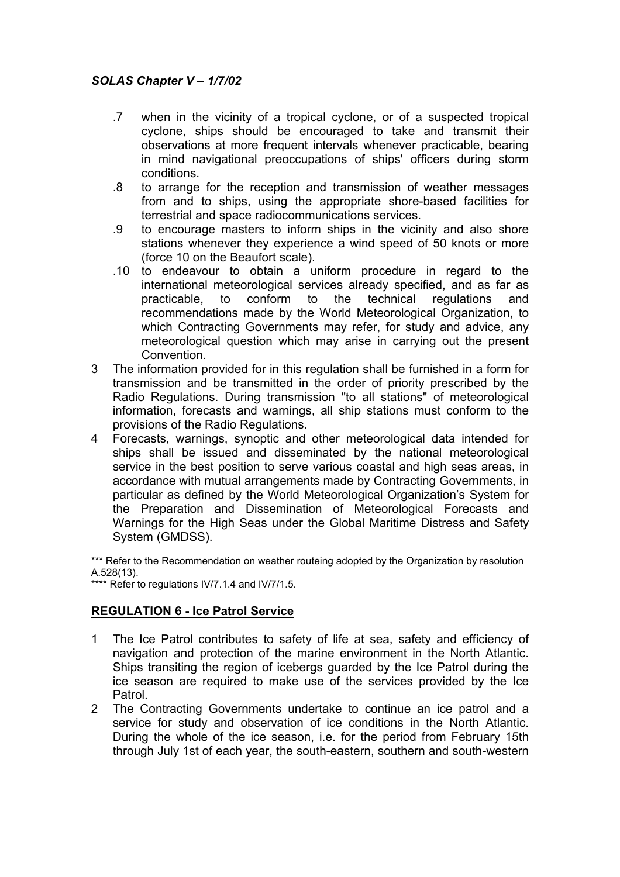.7 when in the vicinity of a tropical cyclone, or of a suspected tropical cyclone, ships should be encouraged to take and transmit their observations at more frequent intervals whenever practicable, bearing in mind navigational preoccupations of ships' officers during storm conditions.

.8 to arrange for the reception and transmission of weather messages from and to ships, using the appropriate shore-based facilities for terrestrial and space radiocommunications services.

.9 to encourage masters to inform ships in the vicinity and also shore stations whenever they experience a wind speed of 50 knots or more (force 10 on the Beaufort scale).

.10 to endeavour to obtain a uniform procedure in regard to the international meteorological services already specified, and as far as practicable, to conform to the technical regulations and recommendations made by the World Meteorological Organization, to which Contracting Governments may refer, for study and advice, any meteorological question which may arise in carrying out the present Convention.

3 The information provided for in this regulation shall be furnished in a form for transmission and be transmitted in the order of priority prescribed by the Radio Regulations. During transmission "to all stations" of meteorological information, forecasts and warnings, all ship stations must conform to the provisions of the Radio Regulations.

4 Forecasts, warnings, synoptic and other meteorological data intended for ships shall be issued and disseminated by the national meteorological service in the best position to serve various coastal and high seas areas, in accordance with mutual arrangements made by Contracting Governments, in particular as defined by the World Meteorological Organization's System for the Preparation and Dissemination of Meteorological Forecasts and Warnings for the High Seas under the Global Maritime Distress and Safety System (GMDSS).

*** Refer to the Recommendation on weather routeing adopted by the Organization by resolution A.528(13).

**** Refer to regulations IV/7.1.4 and IV/7/1.5.

## REGULATION 6 - Ice Patrol Service

1 The Ice Patrol contributes to safety of life at sea, safety and efficiency of navigation and protection of the marine environment in the North Atlantic. Ships transiting the region of icebergs guarded by the Ice Patrol during the ice season are required to make use of the services provided by the Ice Patrol.

2 The Contracting Governments undertake to continue an ice patrol and a service for study and observation of ice conditions in the North Atlantic. During the whole of the ice season, i.e. for the period from February 15th through July 1st of each year, the south-eastern, southern and south-western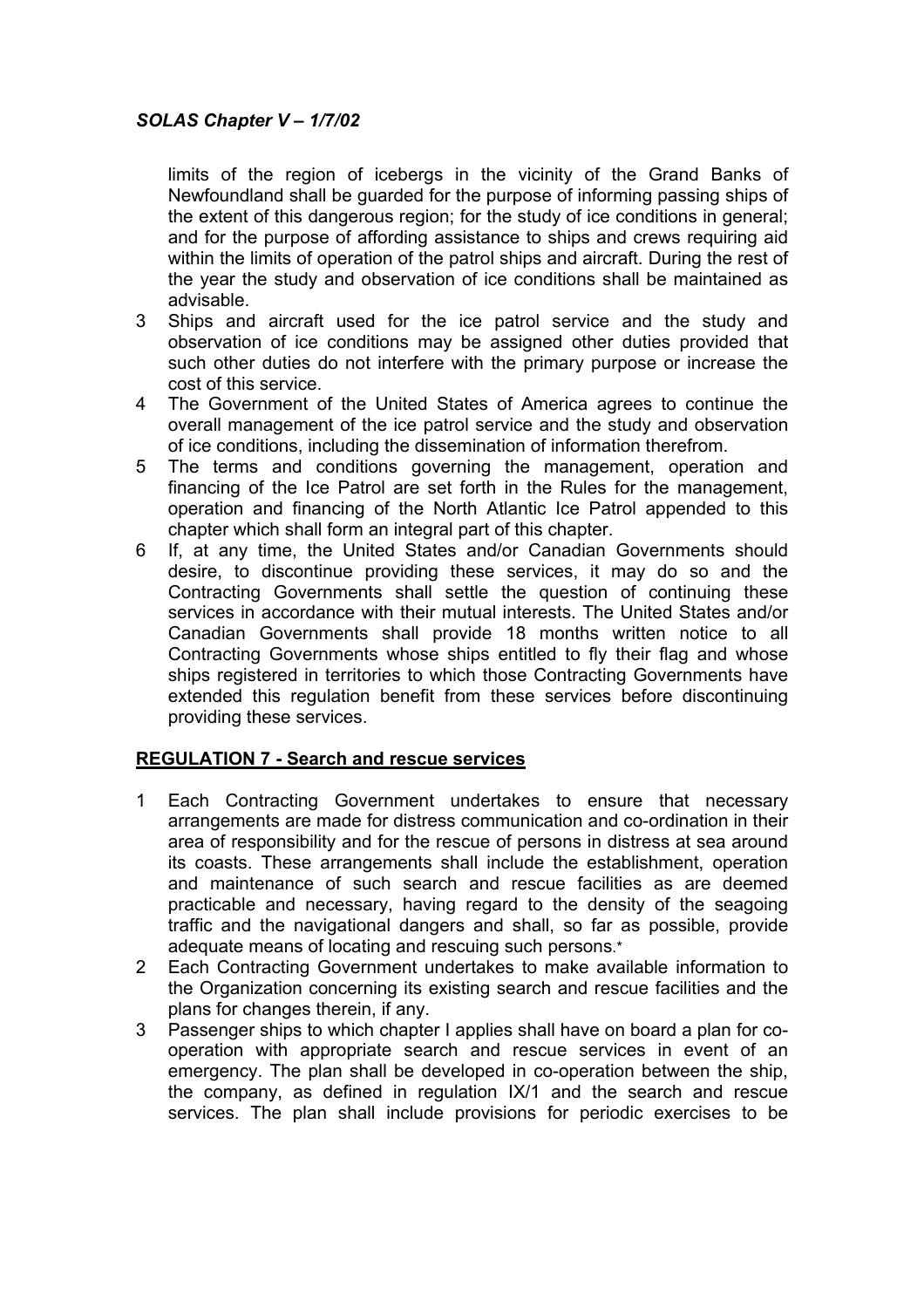limits of the region of icebergs in the vicinity of the Grand Banks of Newfoundland shall be guarded for the purpose of informing passing ships of the extent of this dangerous region; for the study of ice conditions in general; and for the purpose of affording assistance to ships and crews requiring aid within the limits of operation of the patrol ships and aircraft. During the rest of the year the study and observation of ice conditions shall be maintained as advisable.

3 Ships and aircraft used for the ice patrol service and the study and observation of ice conditions may be assigned other duties provided that such other duties do not interfere with the primary purpose or increase the cost of this service.

4 The Government of the United States of America agrees to continue the overall management of the ice patrol service and the study and observation of ice conditions, including the dissemination of information therefrom.

5 The terms and conditions governing the management, operation and financing of the Ice Patrol are set forth in the Rules for the management, operation and financing of the North Atlantic Ice Patrol appended to this chapter which shall form an integral part of this chapter.

6 If, at any time, the United States and/or Canadian Governments should desire, to discontinue providing these services, it may do so and the Contracting Governments shall settle the question of continuing these services in accordance with their mutual interests. The United States and/or Canadian Governments shall provide 18 months written notice to all Contracting Governments whose ships entitled to fly their flag and whose ships registered in territories to which those Contracting Governments have extended this regulation benefit from these services before discontinuing providing these services.

## REGULATION 7 - Search and rescue services

1 Each Contracting Government undertakes to ensure that necessary arrangements are made for distress communication and co-ordination in their area of responsibility and for the rescue of persons in distress at sea around its coasts. These arrangements shall include the establishment, operation and maintenance of such search and rescue facilities as are deemed practicable and necessary, having regard to the density of the seagoing traffic and the navigational dangers and shall, so far as possible, provide adequate means of locating and rescuing such persons.*

2 Each Contracting Government undertakes to make available information to the Organization concerning its existing search and rescue facilities and the plans for changes therein, if any.

3 Passenger ships to which chapter I applies shall have on board a plan for co-operation with appropriate search and rescue services in event of an emergency. The plan shall be developed in co-operation between the ship, the company, as defined in regulation IX/1 and the search and rescue services. The plan shall include provisions for periodic exercises to be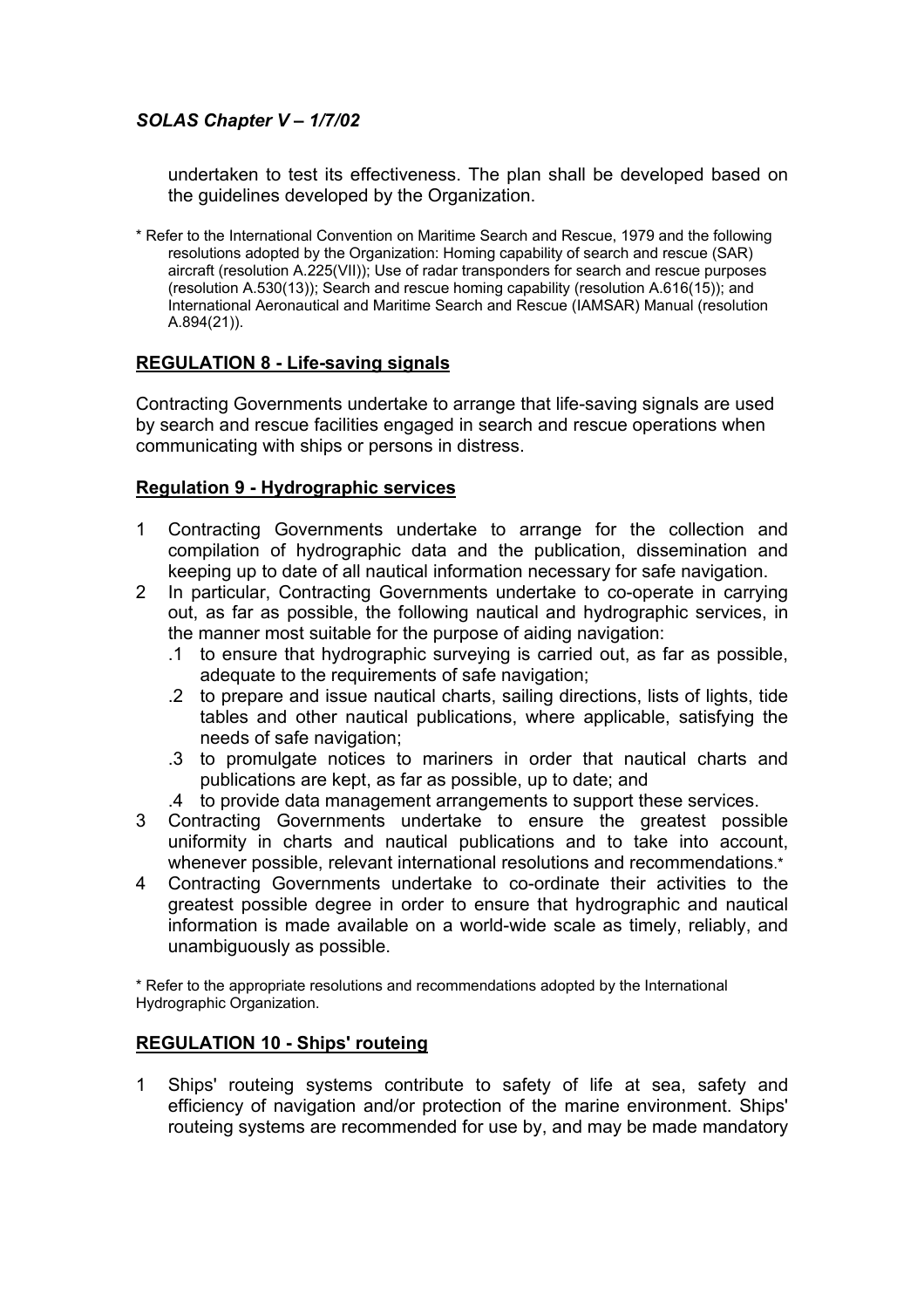undertaken to test its effectiveness. The plan shall be developed based on the guidelines developed by the Organization.

* Refer to the International Convention on Maritime Search and Rescue, 1979 and the following resolutions adopted by the Organization: Homing capability of search and rescue (SAR) aircraft (resolution A.225(VII)); Use of radar transponders for search and rescue purposes (resolution A.530(13)); Search and rescue homing capability (resolution A.616(15)); and International Aeronautical and Maritime Search and Rescue (IAMSAR) Manual (resolution A.894(21)).

## REGULATION 8 - Life-saving signals

Contracting Governments undertake to arrange that life-saving signals are used by search and rescue facilities engaged in search and rescue operations when communicating with ships or persons in distress.

## Regulation 9 - Hydrographic services

1 Contracting Governments undertake to arrange for the collection and compilation of hydrographic data and the publication, dissemination and keeping up to date of all nautical information necessary for safe navigation.

2 In particular, Contracting Governments undertake to co-operate in carrying out, as far as possible, the following nautical and hydrographic services, in the manner most suitable for the purpose of aiding navigation:
   - .1 to ensure that hydrographic surveying is carried out, as far as possible, adequate to the requirements of safe navigation;
   - .2 to prepare and issue nautical charts, sailing directions, lists of lights, tide tables and other nautical publications, where applicable, satisfying the needs of safe navigation;
   - .3 to promulgate notices to mariners in order that nautical charts and publications are kept, as far as possible, up to date; and
   - .4 to provide data management arrangements to support these services.

3 Contracting Governments undertake to ensure the greatest possible uniformity in charts and nautical publications and to take into account, whenever possible, relevant international resolutions and recommendations.*

4 Contracting Governments undertake to co-ordinate their activities to the greatest possible degree in order to ensure that hydrographic and nautical information is made available on a world-wide scale as timely, reliably, and unambiguously as possible.

* Refer to the appropriate resolutions and recommendations adopted by the International Hydrographic Organization.

## REGULATION 10 - Ships' routeing

1 Ships' routeing systems contribute to safety of life at sea, safety and efficiency of navigation and/or protection of the marine environment. Ships' routeing systems are recommended for use by, and may be made mandatory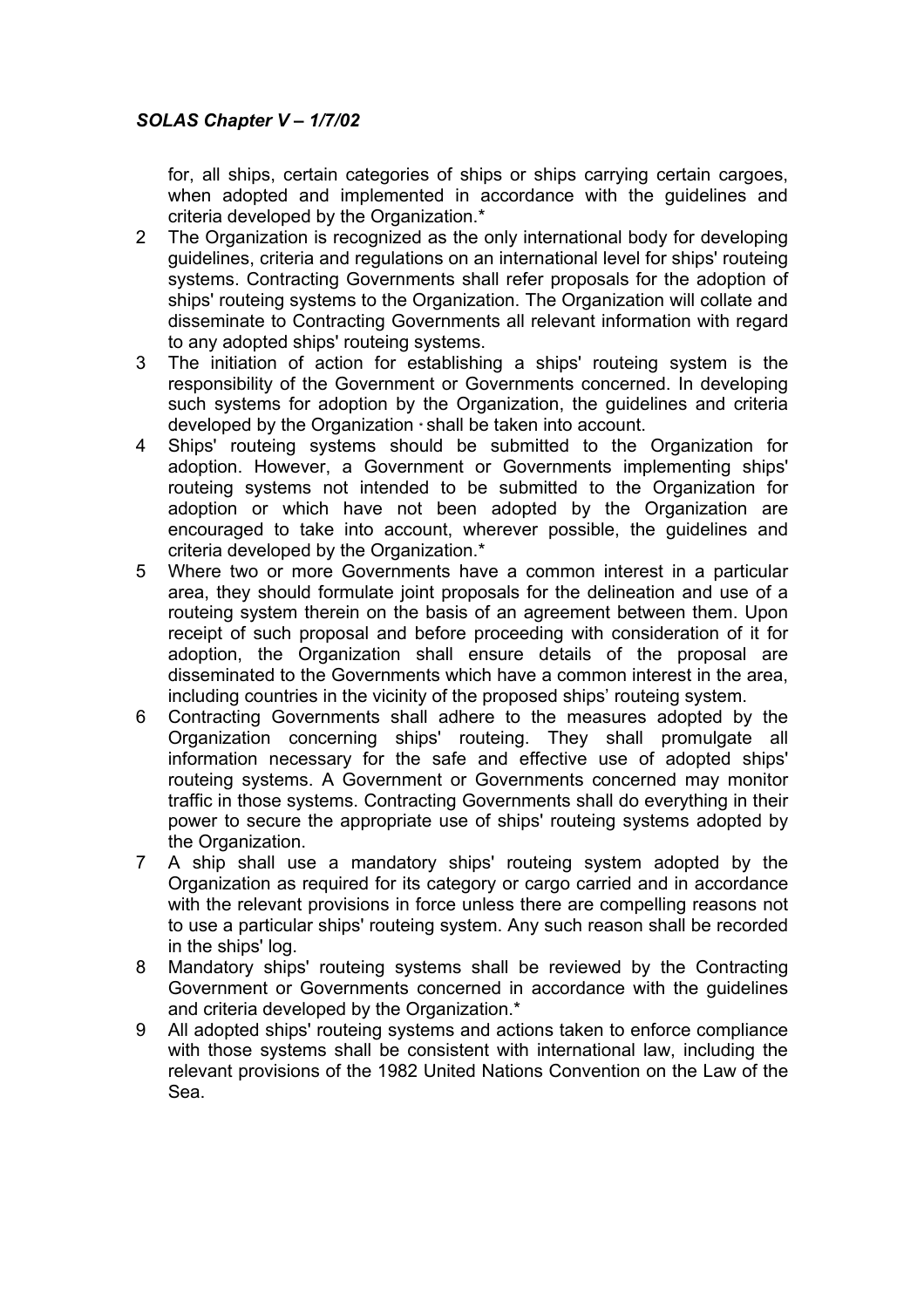for, all ships, certain categories of ships or ships carrying certain cargoes, when adopted and implemented in accordance with the guidelines and criteria developed by the Organization.*

2 The Organization is recognized as the only international body for developing guidelines, criteria and regulations on an international level for ships' routeing systems. Contracting Governments shall refer proposals for the adoption of ships' routeing systems to the Organization. The Organization will collate and disseminate to Contracting Governments all relevant information with regard to any adopted ships' routeing systems.

3 The initiation of action for establishing a ships' routeing system is the responsibility of the Government or Governments concerned. In developing such systems for adoption by the Organization, the guidelines and criteria developed by the Organization * shall be taken into account.

4 Ships' routeing systems should be submitted to the Organization for adoption. However, a Government or Governments implementing ships' routeing systems not intended to be submitted to the Organization for adoption or which have not been adopted by the Organization are encouraged to take into account, wherever possible, the guidelines and criteria developed by the Organization.*

5 Where two or more Governments have a common interest in a particular area, they should formulate joint proposals for the delineation and use of a routeing system therein on the basis of an agreement between them. Upon receipt of such proposal and before proceeding with consideration of it for adoption, the Organization shall ensure details of the proposal are disseminated to the Governments which have a common interest in the area, including countries in the vicinity of the proposed ships' routeing system.

6 Contracting Governments shall adhere to the measures adopted by the Organization concerning ships' routeing. They shall promulgate all information necessary for the safe and effective use of adopted ships' routeing systems. A Government or Governments concerned may monitor traffic in those systems. Contracting Governments shall do everything in their power to secure the appropriate use of ships' routeing systems adopted by the Organization.

7 A ship shall use a mandatory ships' routeing system adopted by the Organization as required for its category or cargo carried and in accordance with the relevant provisions in force unless there are compelling reasons not to use a particular ships' routeing system. Any such reason shall be recorded in the ships' log.

8 Mandatory ships' routeing systems shall be reviewed by the Contracting Government or Governments concerned in accordance with the guidelines and criteria developed by the Organization.*

9 All adopted ships' routeing systems and actions taken to enforce compliance with those systems shall be consistent with international law, including the relevant provisions of the 1982 United Nations Convention on the Law of the Sea.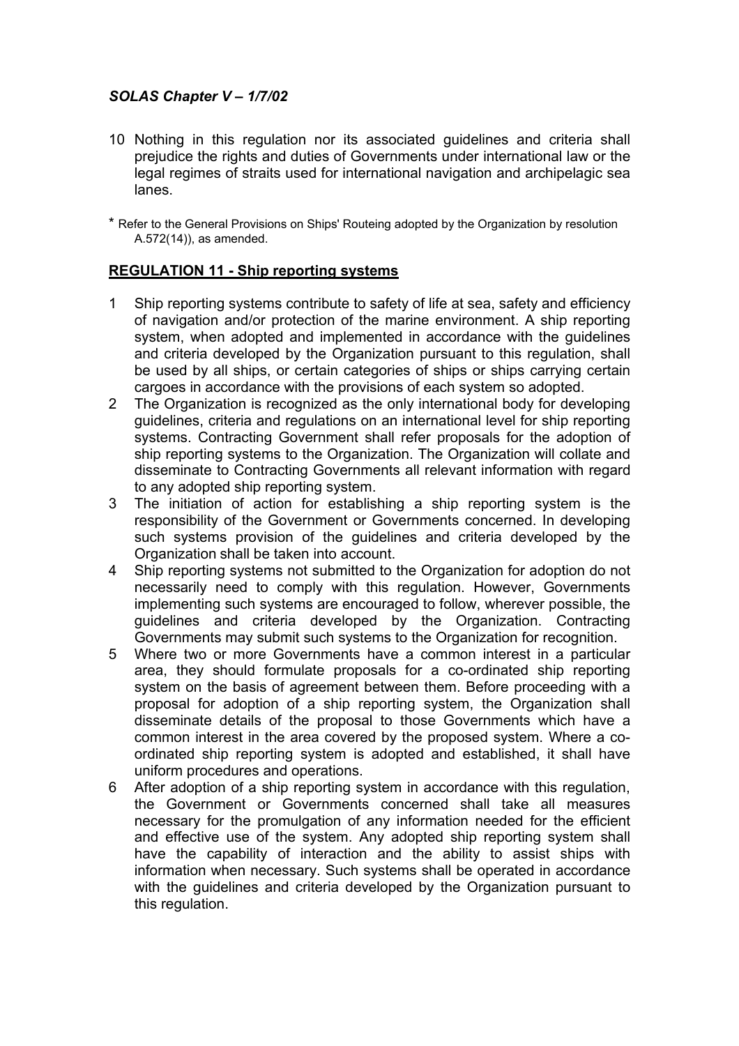10 Nothing in this regulation nor its associated guidelines and criteria shall prejudice the rights and duties of Governments under international law or the legal regimes of straits used for international navigation and archipelagic sea lanes.

* Refer to the General Provisions on Ships' Routeing adopted by the Organization by resolution A.572(14)), as amended.

## REGULATION 11 - Ship reporting systems

1 Ship reporting systems contribute to safety of life at sea, safety and efficiency of navigation and/or protection of the marine environment. A ship reporting system, when adopted and implemented in accordance with the guidelines and criteria developed by the Organization pursuant to this regulation, shall be used by all ships, or certain categories of ships or ships carrying certain cargoes in accordance with the provisions of each system so adopted.

2 The Organization is recognized as the only international body for developing guidelines, criteria and regulations on an international level for ship reporting systems. Contracting Government shall refer proposals for the adoption of ship reporting systems to the Organization. The Organization will collate and disseminate to Contracting Governments all relevant information with regard to any adopted ship reporting system.

3 The initiation of action for establishing a ship reporting system is the responsibility of the Government or Governments concerned. In developing such systems provision of the guidelines and criteria developed by the Organization shall be taken into account.

4 Ship reporting systems not submitted to the Organization for adoption do not necessarily need to comply with this regulation. However, Governments implementing such systems are encouraged to follow, wherever possible, the guidelines and criteria developed by the Organization. Contracting Governments may submit such systems to the Organization for recognition.

5 Where two or more Governments have a common interest in a particular area, they should formulate proposals for a co-ordinated ship reporting system on the basis of agreement between them. Before proceeding with a proposal for adoption of a ship reporting system, the Organization shall disseminate details of the proposal to those Governments which have a common interest in the area covered by the proposed system. Where a co-ordinated ship reporting system is adopted and established, it shall have uniform procedures and operations.

6 After adoption of a ship reporting system in accordance with this regulation, the Government or Governments concerned shall take all measures necessary for the promulgation of any information needed for the efficient and effective use of the system. Any adopted ship reporting system shall have the capability of interaction and the ability to assist ships with information when necessary. Such systems shall be operated in accordance with the guidelines and criteria developed by the Organization pursuant to this regulation.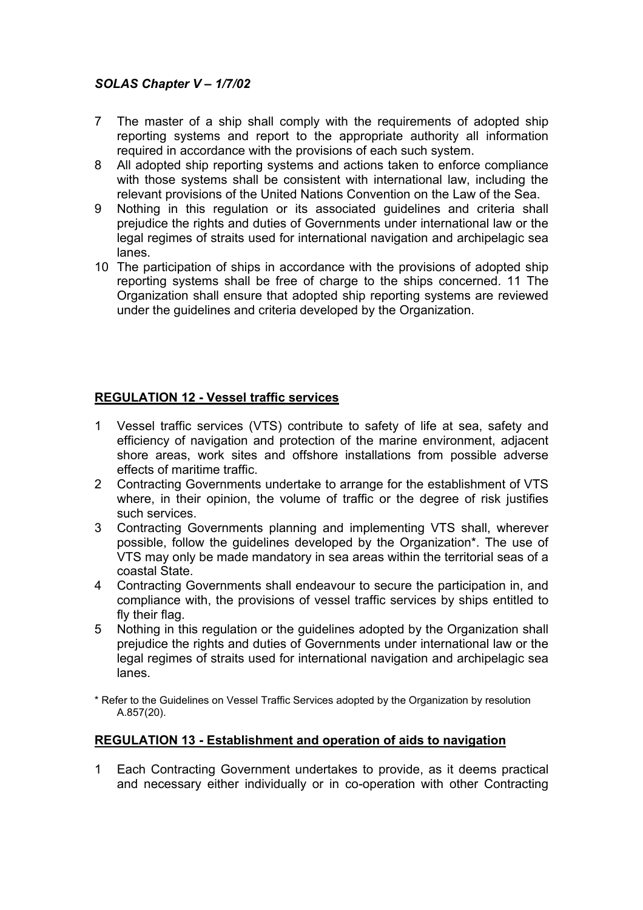7 The master of a ship shall comply with the requirements of adopted ship reporting systems and report to the appropriate authority all information required in accordance with the provisions of each such system.
8 All adopted ship reporting systems and actions taken to enforce compliance with those systems shall be consistent with international law, including the relevant provisions of the United Nations Convention on the Law of the Sea.
9 Nothing in this regulation or its associated guidelines and criteria shall prejudice the rights and duties of Governments under international law or the legal regimes of straits used for international navigation and archipelagic sea lanes.
10 The participation of ships in accordance with the provisions of adopted ship reporting systems shall be free of charge to the ships concerned. 11 The Organization shall ensure that adopted ship reporting systems are reviewed under the guidelines and criteria developed by the Organization.

## REGULATION 12 - Vessel traffic services

1 Vessel traffic services (VTS) contribute to safety of life at sea, safety and efficiency of navigation and protection of the marine environment, adjacent shore areas, work sites and offshore installations from possible adverse effects of maritime traffic.
2 Contracting Governments undertake to arrange for the establishment of VTS where, in their opinion, the volume of traffic or the degree of risk justifies such services.
3 Contracting Governments planning and implementing VTS shall, wherever possible, follow the guidelines developed by the Organization*. The use of VTS may only be made mandatory in sea areas within the territorial seas of a coastal State.
4 Contracting Governments shall endeavour to secure the participation in, and compliance with, the provisions of vessel traffic services by ships entitled to fly their flag.
5 Nothing in this regulation or the guidelines adopted by the Organization shall prejudice the rights and duties of Governments under international law or the legal regimes of straits used for international navigation and archipelagic sea lanes.

\* Refer to the Guidelines on Vessel Traffic Services adopted by the Organization by resolution A.857(20).

## REGULATION 13 - Establishment and operation of aids to navigation

1 Each Contracting Government undertakes to provide, as it deems practical and necessary either individually or in co-operation with other Contracting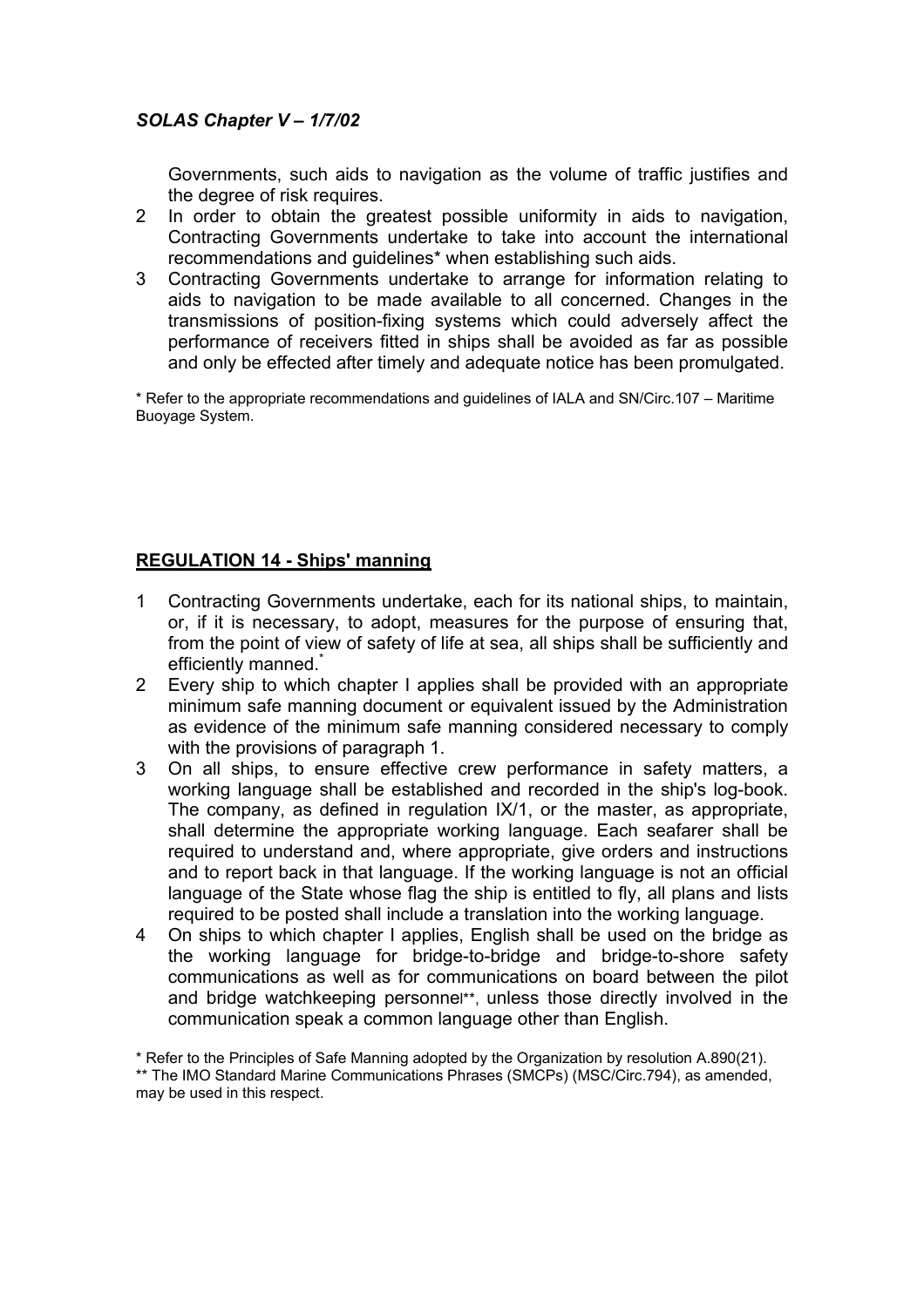Governments, such aids to navigation as the volume of traffic justifies and the degree of risk requires.

2 In order to obtain the greatest possible uniformity in aids to navigation, Contracting Governments undertake to take into account the international recommendations and guidelines* when establishing such aids.

3 Contracting Governments undertake to arrange for information relating to aids to navigation to be made available to all concerned. Changes in the transmissions of position-fixing systems which could adversely affect the performance of receivers fitted in ships shall be avoided as far as possible and only be effected after timely and adequate notice has been promulgated.

* Refer to the appropriate recommendations and guidelines of IALA and SN/Circ.107 – Maritime Buoyage System.

## REGULATION 14 - Ships' manning

1 Contracting Governments undertake, each for its national ships, to maintain, or, if it is necessary, to adopt, measures for the purpose of ensuring that, from the point of view of safety of life at sea, all ships shall be sufficiently and efficiently manned.*

2 Every ship to which chapter I applies shall be provided with an appropriate minimum safe manning document or equivalent issued by the Administration as evidence of the minimum safe manning considered necessary to comply with the provisions of paragraph 1.

3 On all ships, to ensure effective crew performance in safety matters, a working language shall be established and recorded in the ship's log-book. The company, as defined in regulation IX/1, or the master, as appropriate, shall determine the appropriate working language. Each seafarer shall be required to understand and, where appropriate, give orders and instructions and to report back in that language. If the working language is not an official language of the State whose flag the ship is entitled to fly, all plans and lists required to be posted shall include a translation into the working language.

4 On ships to which chapter I applies, English shall be used on the bridge as the working language for bridge-to-bridge and bridge-to-shore safety communications as well as for communications on board between the pilot and bridge watchkeeping personnel**, unless those directly involved in the communication speak a common language other than English.

* Refer to the Principles of Safe Manning adopted by the Organization by resolution A.890(21).

** The IMO Standard Marine Communications Phrases (SMCPs) (MSC/Circ.794), as amended, may be used in this respect.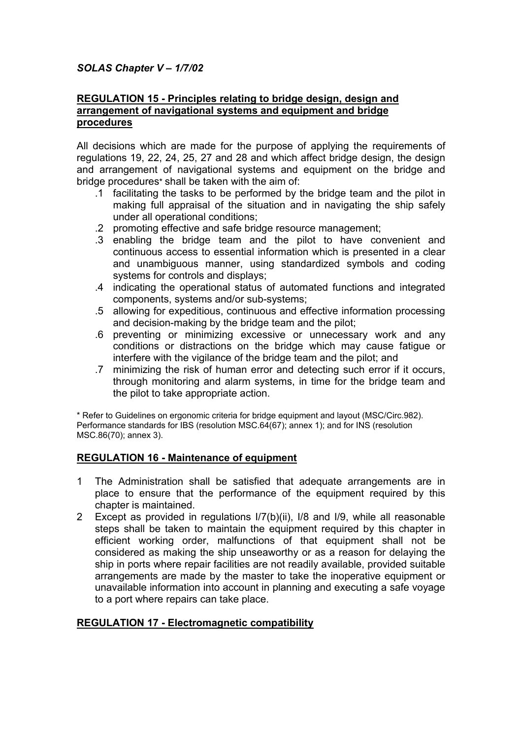*SOLAS Chapter V – 1/7/02*

## REGULATION 15 - Principles relating to bridge design, design and arrangement of navigational systems and equipment and bridge procedures

All decisions which are made for the purpose of applying the requirements of regulations 19, 22, 24, 25, 27 and 28 and which affect bridge design, the design and arrangement of navigational systems and equipment on the bridge and bridge procedures* shall be taken with the aim of:

.1 facilitating the tasks to be performed by the bridge team and the pilot in making full appraisal of the situation and in navigating the ship safely under all operational conditions;

.2 promoting effective and safe bridge resource management;

.3 enabling the bridge team and the pilot to have convenient and continuous access to essential information which is presented in a clear and unambiguous manner, using standardized symbols and coding systems for controls and displays;

.4 indicating the operational status of automated functions and integrated components, systems and/or sub-systems;

.5 allowing for expeditious, continuous and effective information processing and decision-making by the bridge team and the pilot;

.6 preventing or minimizing excessive or unnecessary work and any conditions or distractions on the bridge which may cause fatigue or interfere with the vigilance of the bridge team and the pilot; and

.7 minimizing the risk of human error and detecting such error if it occurs, through monitoring and alarm systems, in time for the bridge team and the pilot to take appropriate action.

\* Refer to Guidelines on ergonomic criteria for bridge equipment and layout (MSC/Circ.982). Performance standards for IBS (resolution MSC.64(67); annex 1); and for INS (resolution MSC.86(70); annex 3).

## REGULATION 16 - Maintenance of equipment

1 The Administration shall be satisfied that adequate arrangements are in place to ensure that the performance of the equipment required by this chapter is maintained.

2 Except as provided in regulations I/7(b)(ii), I/8 and I/9, while all reasonable steps shall be taken to maintain the equipment required by this chapter in efficient working order, malfunctions of that equipment shall not be considered as making the ship unseaworthy or as a reason for delaying the ship in ports where repair facilities are not readily available, provided suitable arrangements are made by the master to take the inoperative equipment or unavailable information into account in planning and executing a safe voyage to a port where repairs can take place.

## REGULATION 17 - Electromagnetic compatibility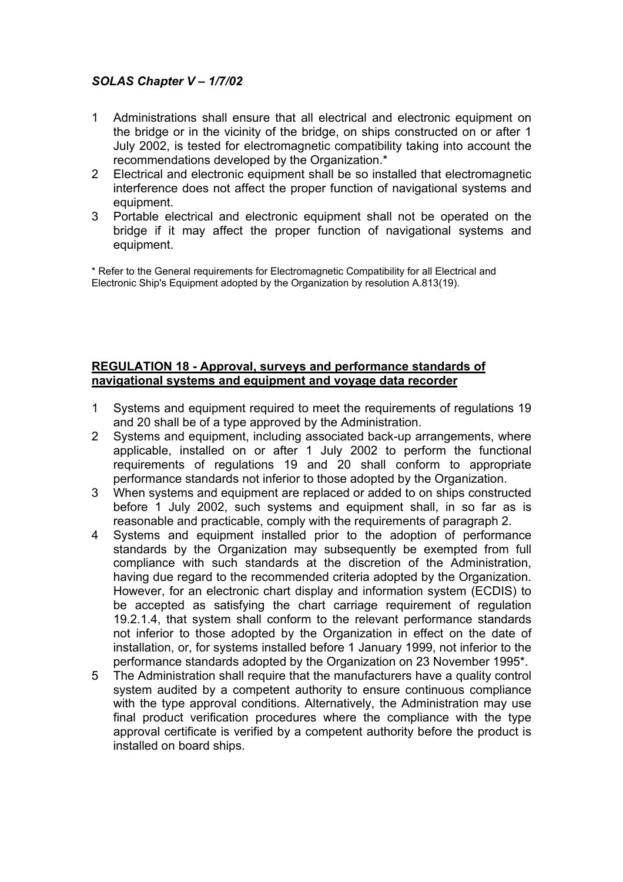1 Administrations shall ensure that all electrical and electronic equipment on the bridge or in the vicinity of the bridge, on ships constructed on or after 1 July 2002, is tested for electromagnetic compatibility taking into account the recommendations developed by the Organization.*
2 Electrical and electronic equipment shall be so installed that electromagnetic interference does not affect the proper function of navigational systems and equipment.
3 Portable electrical and electronic equipment shall not be operated on the bridge if it may affect the proper function of navigational systems and equipment.

* Refer to the General requirements for Electromagnetic Compatibility for all Electrical and Electronic Ship's Equipment adopted by the Organization by resolution A.813(19).

## REGULATION 18 - Approval, surveys and performance standards of navigational systems and equipment and voyage data recorder

1 Systems and equipment required to meet the requirements of regulations 19 and 20 shall be of a type approved by the Administration.
2 Systems and equipment, including associated back-up arrangements, where applicable, installed on or after 1 July 2002 to perform the functional requirements of regulations 19 and 20 shall conform to appropriate performance standards not inferior to those adopted by the Organization.
3 When systems and equipment are replaced or added to on ships constructed before 1 July 2002, such systems and equipment shall, in so far as is reasonable and practicable, comply with the requirements of paragraph 2.
4 Systems and equipment installed prior to the adoption of performance standards by the Organization may subsequently be exempted from full compliance with such standards at the discretion of the Administration, having due regard to the recommended criteria adopted by the Organization. However, for an electronic chart display and information system (ECDIS) to be accepted as satisfying the chart carriage requirement of regulation 19.2.1.4, that system shall conform to the relevant performance standards not inferior to those adopted by the Organization in effect on the date of installation, or, for systems installed before 1 January 1999, not inferior to the performance standards adopted by the Organization on 23 November 1995*.
5 The Administration shall require that the manufacturers have a quality control system audited by a competent authority to ensure continuous compliance with the type approval conditions. Alternatively, the Administration may use final product verification procedures where the compliance with the type approval certificate is verified by a competent authority before the product is installed on board ships.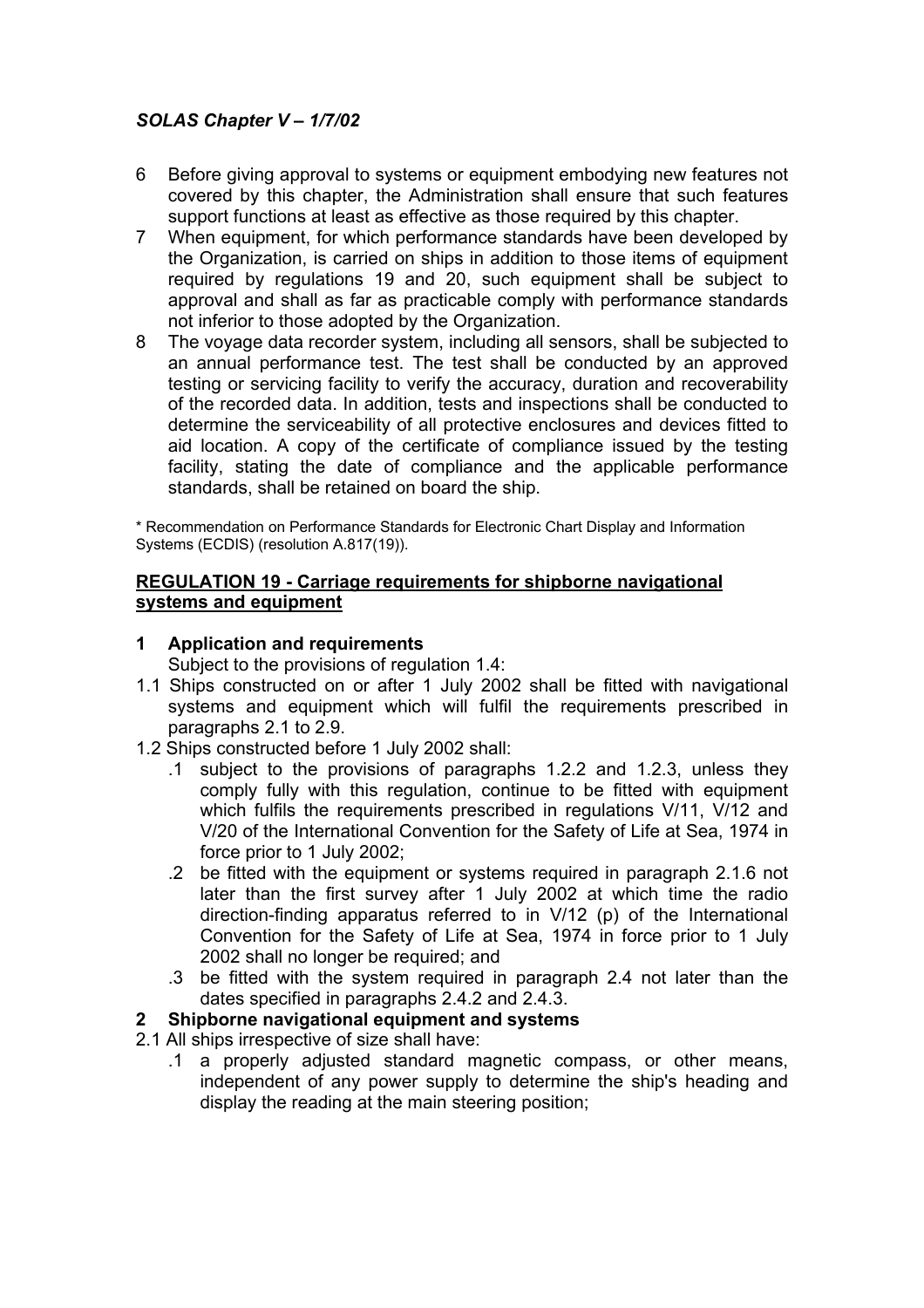6 Before giving approval to systems or equipment embodying new features not covered by this chapter, the Administration shall ensure that such features support functions at least as effective as those required by this chapter.

7 When equipment, for which performance standards have been developed by the Organization, is carried on ships in addition to those items of equipment required by regulations 19 and 20, such equipment shall be subject to approval and shall as far as practicable comply with performance standards not inferior to those adopted by the Organization.

8 The voyage data recorder system, including all sensors, shall be subjected to an annual performance test. The test shall be conducted by an approved testing or servicing facility to verify the accuracy, duration and recoverability of the recorded data. In addition, tests and inspections shall be conducted to determine the serviceability of all protective enclosures and devices fitted to aid location. A copy of the certificate of compliance issued by the testing facility, stating the date of compliance and the applicable performance standards, shall be retained on board the ship.

* Recommendation on Performance Standards for Electronic Chart Display and Information Systems (ECDIS) (resolution A.817(19)).

## REGULATION 19 - Carriage requirements for shipborne navigational systems and equipment

### 1 Application and requirements

Subject to the provisions of regulation 1.4:

1.1 Ships constructed on or after 1 July 2002 shall be fitted with navigational systems and equipment which will fulfil the requirements prescribed in paragraphs 2.1 to 2.9.

1.2 Ships constructed before 1 July 2002 shall:

- .1 subject to the provisions of paragraphs 1.2.2 and 1.2.3, unless they comply fully with this regulation, continue to be fitted with equipment which fulfils the requirements prescribed in regulations V/11, V/12 and V/20 of the International Convention for the Safety of Life at Sea, 1974 in force prior to 1 July 2002;
- .2 be fitted with the equipment or systems required in paragraph 2.1.6 not later than the first survey after 1 July 2002 at which time the radio direction-finding apparatus referred to in V/12 (p) of the International Convention for the Safety of Life at Sea, 1974 in force prior to 1 July 2002 shall no longer be required; and
- .3 be fitted with the system required in paragraph 2.4 not later than the dates specified in paragraphs 2.4.2 and 2.4.3.

### 2 Shipborne navigational equipment and systems

2.1 All ships irrespective of size shall have:

- .1 a properly adjusted standard magnetic compass, or other means, independent of any power supply to determine the ship's heading and display the reading at the main steering position;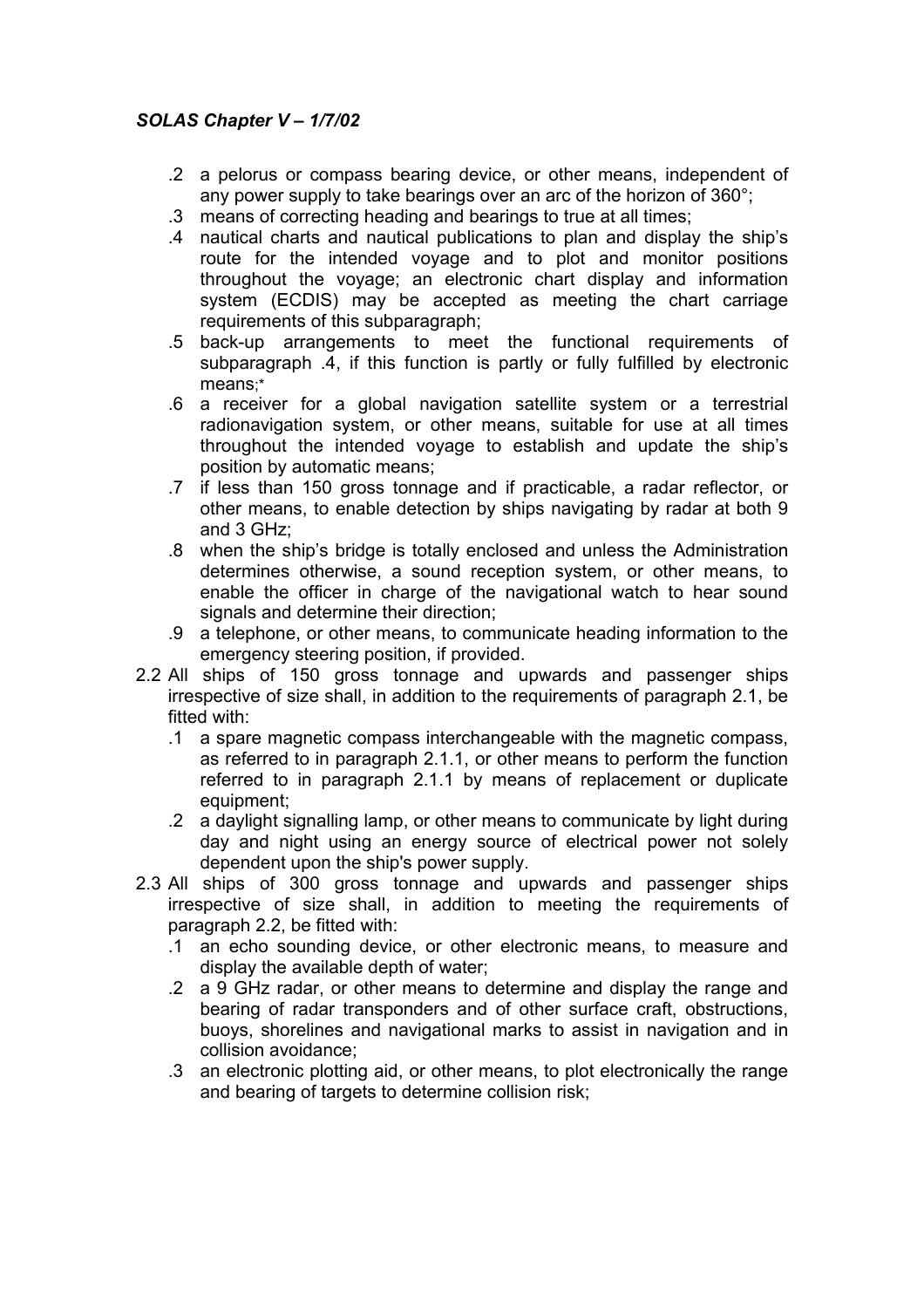.2 a pelorus or compass bearing device, or other means, independent of any power supply to take bearings over an arc of the horizon of 360°;

.3 means of correcting heading and bearings to true at all times;

.4 nautical charts and nautical publications to plan and display the ship's route for the intended voyage and to plot and monitor positions throughout the voyage; an electronic chart display and information system (ECDIS) may be accepted as meeting the chart carriage requirements of this subparagraph;

.5 back-up arrangements to meet the functional requirements of subparagraph .4, if this function is partly or fully fulfilled by electronic means;*

.6 a receiver for a global navigation satellite system or a terrestrial radionavigation system, or other means, suitable for use at all times throughout the intended voyage to establish and update the ship's position by automatic means;

.7 if less than 150 gross tonnage and if practicable, a radar reflector, or other means, to enable detection by ships navigating by radar at both 9 and 3 GHz;

.8 when the ship's bridge is totally enclosed and unless the Administration determines otherwise, a sound reception system, or other means, to enable the officer in charge of the navigational watch to hear sound signals and determine their direction;

.9 a telephone, or other means, to communicate heading information to the emergency steering position, if provided.

2.2 All ships of 150 gross tonnage and upwards and passenger ships irrespective of size shall, in addition to the requirements of paragraph 2.1, be fitted with:

.1 a spare magnetic compass interchangeable with the magnetic compass, as referred to in paragraph 2.1.1, or other means to perform the function referred to in paragraph 2.1.1 by means of replacement or duplicate equipment;

.2 a daylight signalling lamp, or other means to communicate by light during day and night using an energy source of electrical power not solely dependent upon the ship's power supply.

2.3 All ships of 300 gross tonnage and upwards and passenger ships irrespective of size shall, in addition to meeting the requirements of paragraph 2.2, be fitted with:

.1 an echo sounding device, or other electronic means, to measure and display the available depth of water;

.2 a 9 GHz radar, or other means to determine and display the range and bearing of radar transponders and of other surface craft, obstructions, buoys, shorelines and navigational marks to assist in navigation and in collision avoidance;

.3 an electronic plotting aid, or other means, to plot electronically the range and bearing of targets to determine collision risk;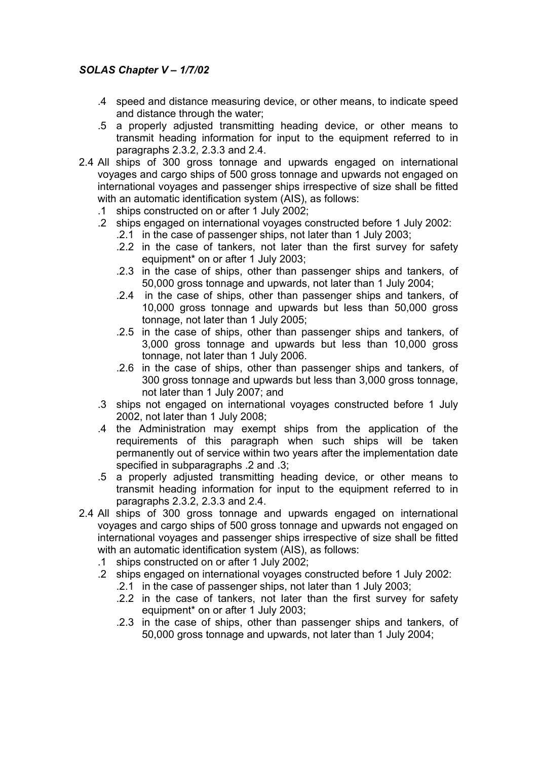.4 speed and distance measuring device, or other means, to indicate speed and distance through the water;

.5 a properly adjusted transmitting heading device, or other means to transmit heading information for input to the equipment referred to in paragraphs 2.3.2, 2.3.3 and 2.4.

2.4 All ships of 300 gross tonnage and upwards engaged on international voyages and cargo ships of 500 gross tonnage and upwards not engaged on international voyages and passenger ships irrespective of size shall be fitted with an automatic identification system (AIS), as follows:

- .1 ships constructed on or after 1 July 2002;
- .2 ships engaged on international voyages constructed before 1 July 2002:
  - .2.1 in the case of passenger ships, not later than 1 July 2003;
  - .2.2 in the case of tankers, not later than the first survey for safety equipment* on or after 1 July 2003;
  - .2.3 in the case of ships, other than passenger ships and tankers, of 50,000 gross tonnage and upwards, not later than 1 July 2004;
  - .2.4 in the case of ships, other than passenger ships and tankers, of 10,000 gross tonnage and upwards but less than 50,000 gross tonnage, not later than 1 July 2005;
  - .2.5 in the case of ships, other than passenger ships and tankers, of 3,000 gross tonnage and upwards but less than 10,000 gross tonnage, not later than 1 July 2006.
  - .2.6 in the case of ships, other than passenger ships and tankers, of 300 gross tonnage and upwards but less than 3,000 gross tonnage, not later than 1 July 2007; and
- .3 ships not engaged on international voyages constructed before 1 July 2002, not later than 1 July 2008;
- .4 the Administration may exempt ships from the application of the requirements of this paragraph when such ships will be taken permanently out of service within two years after the implementation date specified in subparagraphs .2 and .3;
- .5 a properly adjusted transmitting heading device, or other means to transmit heading information for input to the equipment referred to in paragraphs 2.3.2, 2.3.3 and 2.4.

2.4 All ships of 300 gross tonnage and upwards engaged on international voyages and cargo ships of 500 gross tonnage and upwards not engaged on international voyages and passenger ships irrespective of size shall be fitted with an automatic identification system (AIS), as follows:

- .1 ships constructed on or after 1 July 2002;
- .2 ships engaged on international voyages constructed before 1 July 2002:
  - .2.1 in the case of passenger ships, not later than 1 July 2003;
  - .2.2 in the case of tankers, not later than the first survey for safety equipment* on or after 1 July 2003;
  - .2.3 in the case of ships, other than passenger ships and tankers, of 50,000 gross tonnage and upwards, not later than 1 July 2004;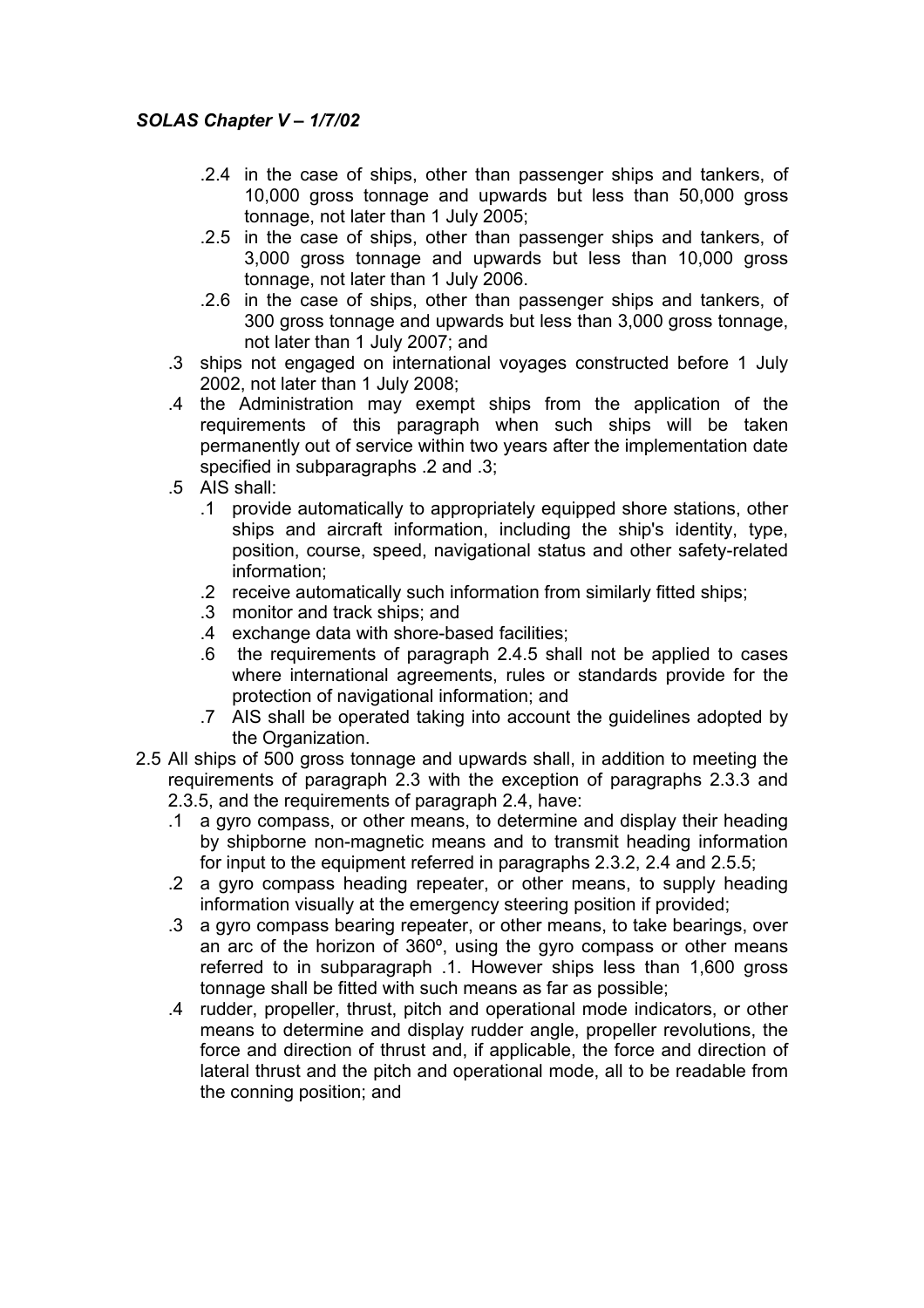- .2.4 in the case of ships, other than passenger ships and tankers, of 10,000 gross tonnage and upwards but less than 50,000 gross tonnage, not later than 1 July 2005;
- .2.5 in the case of ships, other than passenger ships and tankers, of 3,000 gross tonnage and upwards but less than 10,000 gross tonnage, not later than 1 July 2006.
- .2.6 in the case of ships, other than passenger ships and tankers, of 300 gross tonnage and upwards but less than 3,000 gross tonnage, not later than 1 July 2007; and

.3 ships not engaged on international voyages constructed before 1 July 2002, not later than 1 July 2008;

.4 the Administration may exempt ships from the application of the requirements of this paragraph when such ships will be taken permanently out of service within two years after the implementation date specified in subparagraphs .2 and .3;

.5 AIS shall:

- .1 provide automatically to appropriately equipped shore stations, other ships and aircraft information, including the ship's identity, type, position, course, speed, navigational status and other safety-related information;
- .2 receive automatically such information from similarly fitted ships;
- .3 monitor and track ships; and
- .4 exchange data with shore-based facilities;

.6 the requirements of paragraph 2.4.5 shall not be applied to cases where international agreements, rules or standards provide for the protection of navigational information; and

.7 AIS shall be operated taking into account the guidelines adopted by the Organization.

2.5 All ships of 500 gross tonnage and upwards shall, in addition to meeting the requirements of paragraph 2.3 with the exception of paragraphs 2.3.3 and 2.3.5, and the requirements of paragraph 2.4, have:

- .1 a gyro compass, or other means, to determine and display their heading by shipborne non-magnetic means and to transmit heading information for input to the equipment referred in paragraphs 2.3.2, 2.4 and 2.5.5;
- .2 a gyro compass heading repeater, or other means, to supply heading information visually at the emergency steering position if provided;
- .3 a gyro compass bearing repeater, or other means, to take bearings, over an arc of the horizon of 360º, using the gyro compass or other means referred to in subparagraph .1. However ships less than 1,600 gross tonnage shall be fitted with such means as far as possible;
- .4 rudder, propeller, thrust, pitch and operational mode indicators, or other means to determine and display rudder angle, propeller revolutions, the force and direction of thrust and, if applicable, the force and direction of lateral thrust and the pitch and operational mode, all to be readable from the conning position; and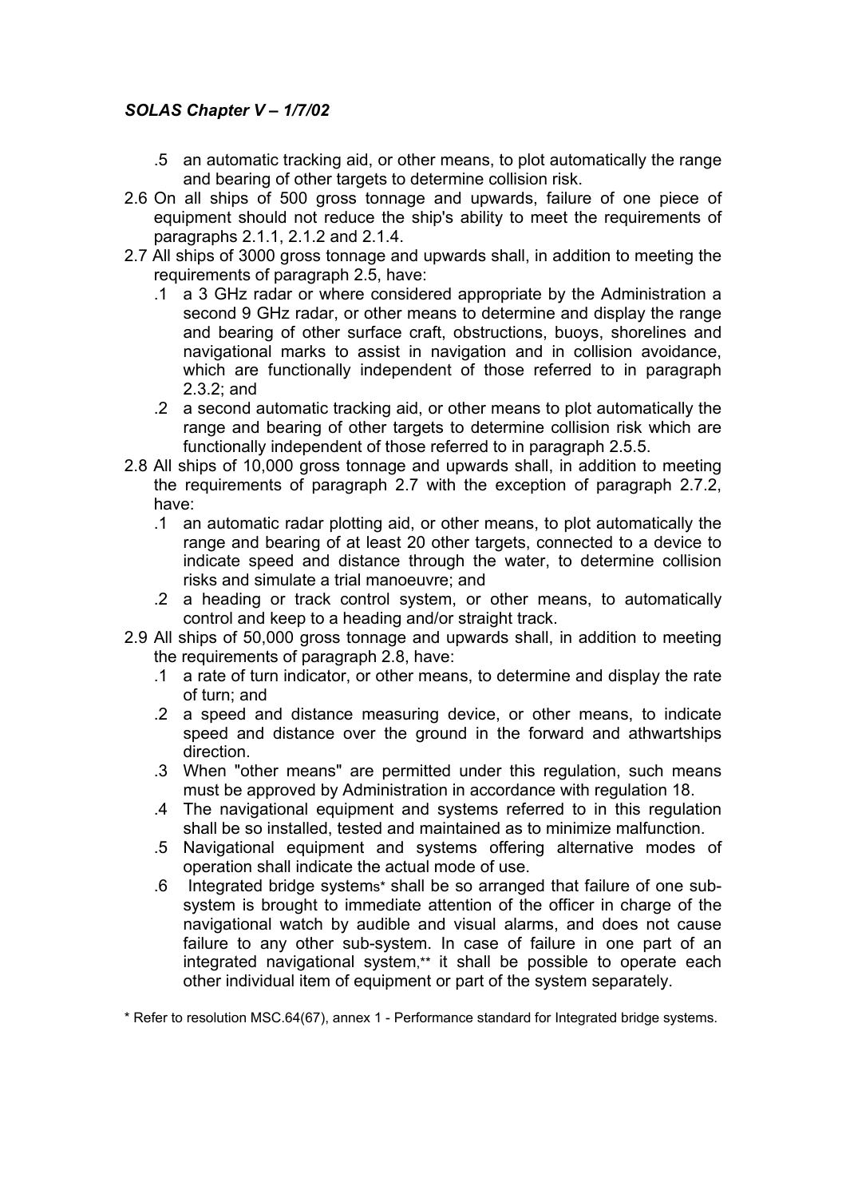.5 an automatic tracking aid, or other means, to plot automatically the range and bearing of other targets to determine collision risk.

2.6 On all ships of 500 gross tonnage and upwards, failure of one piece of equipment should not reduce the ship's ability to meet the requirements of paragraphs 2.1.1, 2.1.2 and 2.1.4.

2.7 All ships of 3000 gross tonnage and upwards shall, in addition to meeting the requirements of paragraph 2.5, have:

.1 a 3 GHz radar or where considered appropriate by the Administration a second 9 GHz radar, or other means to determine and display the range and bearing of other surface craft, obstructions, buoys, shorelines and navigational marks to assist in navigation and in collision avoidance, which are functionally independent of those referred to in paragraph 2.3.2; and

.2 a second automatic tracking aid, or other means to plot automatically the range and bearing of other targets to determine collision risk which are functionally independent of those referred to in paragraph 2.5.5.

2.8 All ships of 10,000 gross tonnage and upwards shall, in addition to meeting the requirements of paragraph 2.7 with the exception of paragraph 2.7.2, have:

.1 an automatic radar plotting aid, or other means, to plot automatically the range and bearing of at least 20 other targets, connected to a device to indicate speed and distance through the water, to determine collision risks and simulate a trial manoeuvre; and

.2 a heading or track control system, or other means, to automatically control and keep to a heading and/or straight track.

2.9 All ships of 50,000 gross tonnage and upwards shall, in addition to meeting the requirements of paragraph 2.8, have:

.1 a rate of turn indicator, or other means, to determine and display the rate of turn; and

.2 a speed and distance measuring device, or other means, to indicate speed and distance over the ground in the forward and athwartships direction.

.3 When "other means" are permitted under this regulation, such means must be approved by Administration in accordance with regulation 18.

.4 The navigational equipment and systems referred to in this regulation shall be so installed, tested and maintained as to minimize malfunction.

.5 Navigational equipment and systems offering alternative modes of operation shall indicate the actual mode of use.

.6 Integrated bridge systems* shall be so arranged that failure of one sub-system is brought to immediate attention of the officer in charge of the navigational watch by audible and visual alarms, and does not cause failure to any other sub-system. In case of failure in one part of an integrated navigational system,** it shall be possible to operate each other individual item of equipment or part of the system separately.

* Refer to resolution MSC.64(67), annex 1 - Performance standard for Integrated bridge systems.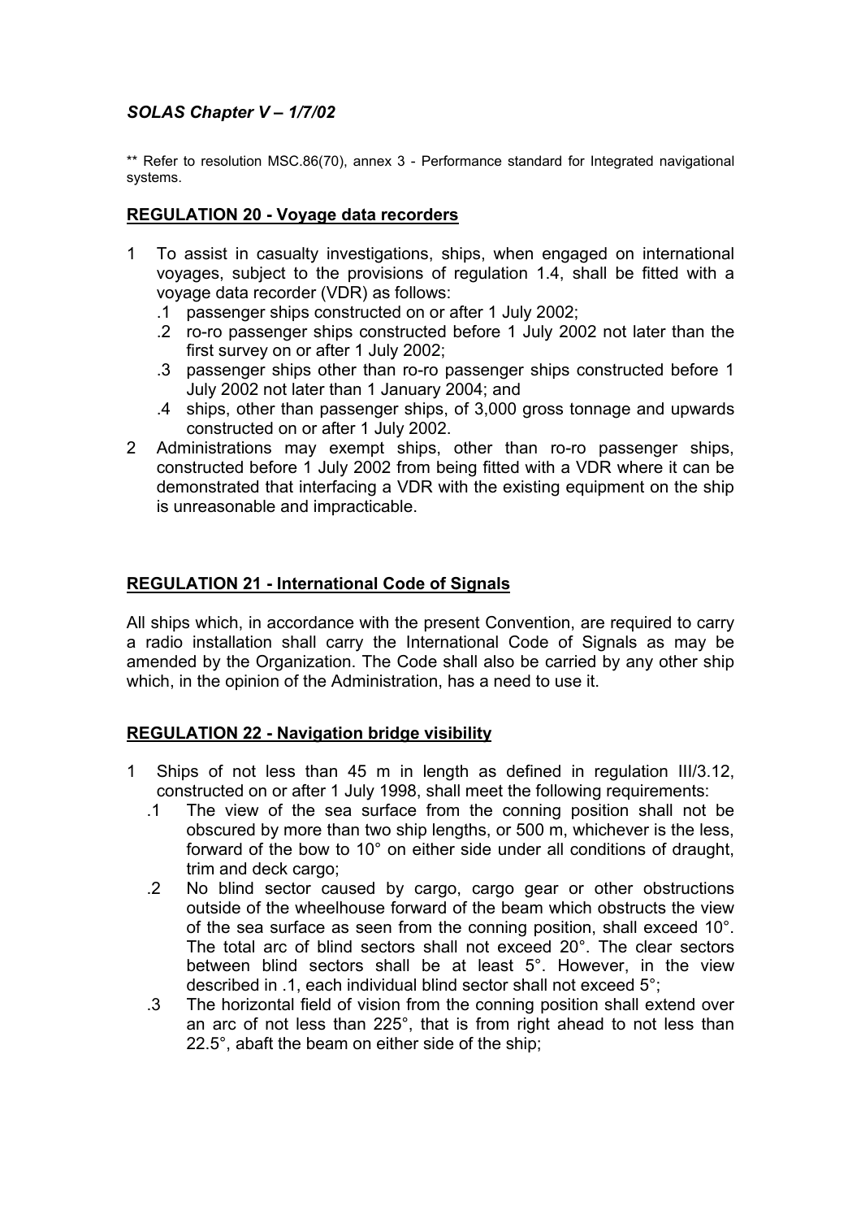** Refer to resolution MSC.86(70), annex 3 - Performance standard for Integrated navigational systems.

## REGULATION 20 - Voyage data recorders

1 To assist in casualty investigations, ships, when engaged on international voyages, subject to the provisions of regulation 1.4, shall be fitted with a voyage data recorder (VDR) as follows:
   - .1 passenger ships constructed on or after 1 July 2002;
   - .2 ro-ro passenger ships constructed before 1 July 2002 not later than the first survey on or after 1 July 2002;
   - .3 passenger ships other than ro-ro passenger ships constructed before 1 July 2002 not later than 1 January 2004; and
   - .4 ships, other than passenger ships, of 3,000 gross tonnage and upwards constructed on or after 1 July 2002.

2 Administrations may exempt ships, other than ro-ro passenger ships, constructed before 1 July 2002 from being fitted with a VDR where it can be demonstrated that interfacing a VDR with the existing equipment on the ship is unreasonable and impracticable.

## REGULATION 21 - International Code of Signals

All ships which, in accordance with the present Convention, are required to carry a radio installation shall carry the International Code of Signals as may be amended by the Organization. The Code shall also be carried by any other ship which, in the opinion of the Administration, has a need to use it.

## REGULATION 22 - Navigation bridge visibility

1 Ships of not less than 45 m in length as defined in regulation III/3.12, constructed on or after 1 July 1998, shall meet the following requirements:
   - .1 The view of the sea surface from the conning position shall not be obscured by more than two ship lengths, or 500 m, whichever is the less, forward of the bow to 10° on either side under all conditions of draught, trim and deck cargo;
   - .2 No blind sector caused by cargo, cargo gear or other obstructions outside of the wheelhouse forward of the beam which obstructs the view of the sea surface as seen from the conning position, shall exceed 10°. The total arc of blind sectors shall not exceed 20°. The clear sectors between blind sectors shall be at least 5°. However, in the view described in .1, each individual blind sector shall not exceed 5°;
   - .3 The horizontal field of vision from the conning position shall extend over an arc of not less than 225°, that is from right ahead to not less than 22.5°, abaft the beam on either side of the ship;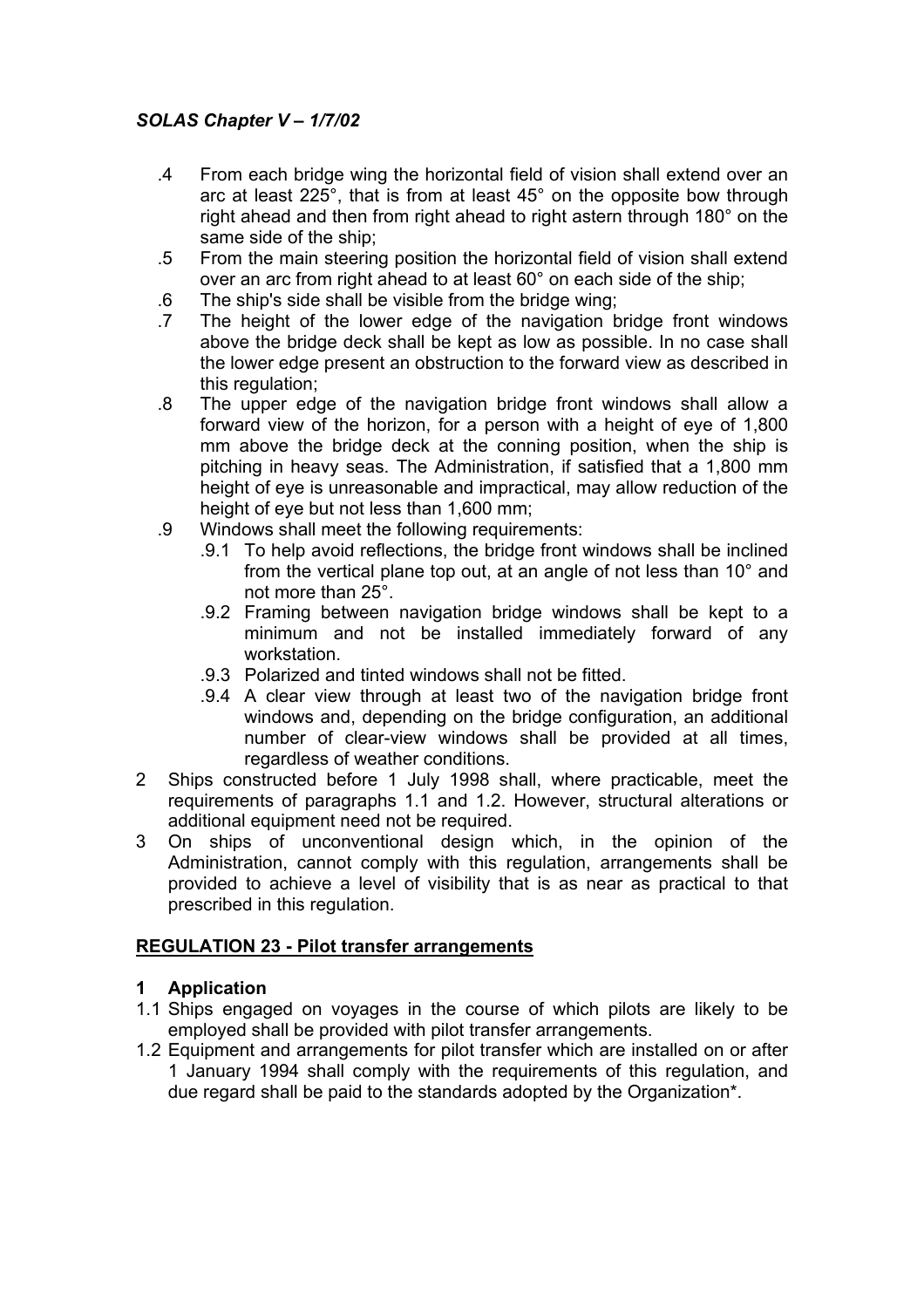.4 From each bridge wing the horizontal field of vision shall extend over an arc at least 225°, that is from at least 45° on the opposite bow through right ahead and then from right ahead to right astern through 180° on the same side of the ship;

.5 From the main steering position the horizontal field of vision shall extend over an arc from right ahead to at least 60° on each side of the ship;

.6 The ship's side shall be visible from the bridge wing;

.7 The height of the lower edge of the navigation bridge front windows above the bridge deck shall be kept as low as possible. In no case shall the lower edge present an obstruction to the forward view as described in this regulation;

.8 The upper edge of the navigation bridge front windows shall allow a forward view of the horizon, for a person with a height of eye of 1,800 mm above the bridge deck at the conning position, when the ship is pitching in heavy seas. The Administration, if satisfied that a 1,800 mm height of eye is unreasonable and impractical, may allow reduction of the height of eye but not less than 1,600 mm;

.9 Windows shall meet the following requirements:

- .9.1 To help avoid reflections, the bridge front windows shall be inclined from the vertical plane top out, at an angle of not less than 10° and not more than 25°.
- .9.2 Framing between navigation bridge windows shall be kept to a minimum and not be installed immediately forward of any workstation.
- .9.3 Polarized and tinted windows shall not be fitted.
- .9.4 A clear view through at least two of the navigation bridge front windows and, depending on the bridge configuration, an additional number of clear-view windows shall be provided at all times, regardless of weather conditions.

2 Ships constructed before 1 July 1998 shall, where practicable, meet the requirements of paragraphs 1.1 and 1.2. However, structural alterations or additional equipment need not be required.

3 On ships of unconventional design which, in the opinion of the Administration, cannot comply with this regulation, arrangements shall be provided to achieve a level of visibility that is as near as practical to that prescribed in this regulation.

## REGULATION 23 - Pilot transfer arrangements

### 1 Application

1.1 Ships engaged on voyages in the course of which pilots are likely to be employed shall be provided with pilot transfer arrangements.

1.2 Equipment and arrangements for pilot transfer which are installed on or after 1 January 1994 shall comply with the requirements of this regulation, and due regard shall be paid to the standards adopted by the Organization*.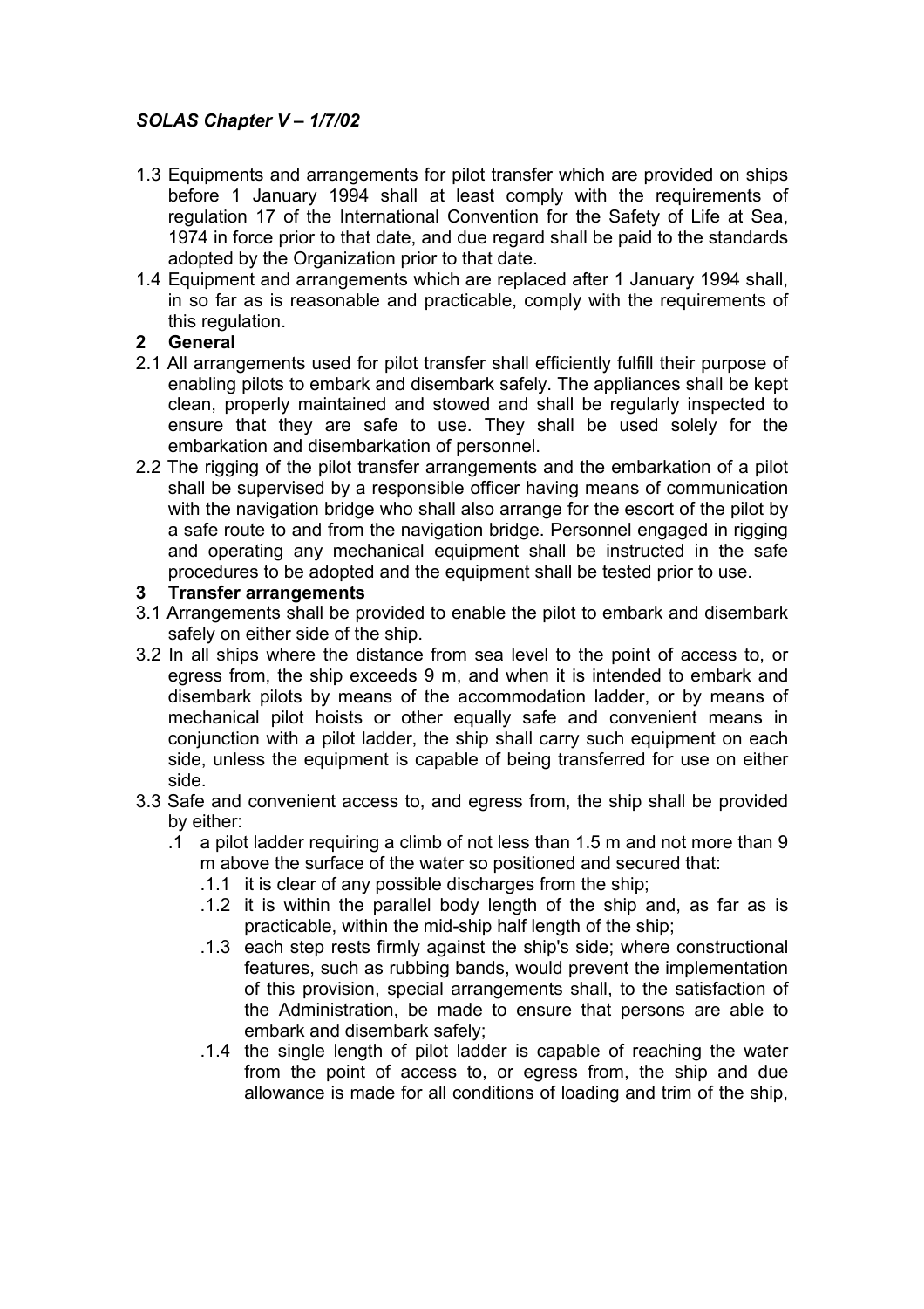1.3 Equipments and arrangements for pilot transfer which are provided on ships before 1 January 1994 shall at least comply with the requirements of regulation 17 of the International Convention for the Safety of Life at Sea, 1974 in force prior to that date, and due regard shall be paid to the standards adopted by the Organization prior to that date.

1.4 Equipment and arrangements which are replaced after 1 January 1994 shall, in so far as is reasonable and practicable, comply with the requirements of this regulation.

**2 General**

2.1 All arrangements used for pilot transfer shall efficiently fulfill their purpose of enabling pilots to embark and disembark safely. The appliances shall be kept clean, properly maintained and stowed and shall be regularly inspected to ensure that they are safe to use. They shall be used solely for the embarkation and disembarkation of personnel.

2.2 The rigging of the pilot transfer arrangements and the embarkation of a pilot shall be supervised by a responsible officer having means of communication with the navigation bridge who shall also arrange for the escort of the pilot by a safe route to and from the navigation bridge. Personnel engaged in rigging and operating any mechanical equipment shall be instructed in the safe procedures to be adopted and the equipment shall be tested prior to use.

**3 Transfer arrangements**

3.1 Arrangements shall be provided to enable the pilot to embark and disembark safely on either side of the ship.

3.2 In all ships where the distance from sea level to the point of access to, or egress from, the ship exceeds 9 m, and when it is intended to embark and disembark pilots by means of the accommodation ladder, or by means of mechanical pilot hoists or other equally safe and convenient means in conjunction with a pilot ladder, the ship shall carry such equipment on each side, unless the equipment is capable of being transferred for use on either side.

3.3 Safe and convenient access to, and egress from, the ship shall be provided by either:

- .1 a pilot ladder requiring a climb of not less than 1.5 m and not more than 9 m above the surface of the water so positioned and secured that:
  - .1.1 it is clear of any possible discharges from the ship;
  - .1.2 it is within the parallel body length of the ship and, as far as is practicable, within the mid-ship half length of the ship;
  - .1.3 each step rests firmly against the ship's side; where constructional features, such as rubbing bands, would prevent the implementation of this provision, special arrangements shall, to the satisfaction of the Administration, be made to ensure that persons are able to embark and disembark safely;
  - .1.4 the single length of pilot ladder is capable of reaching the water from the point of access to, or egress from, the ship and due allowance is made for all conditions of loading and trim of the ship,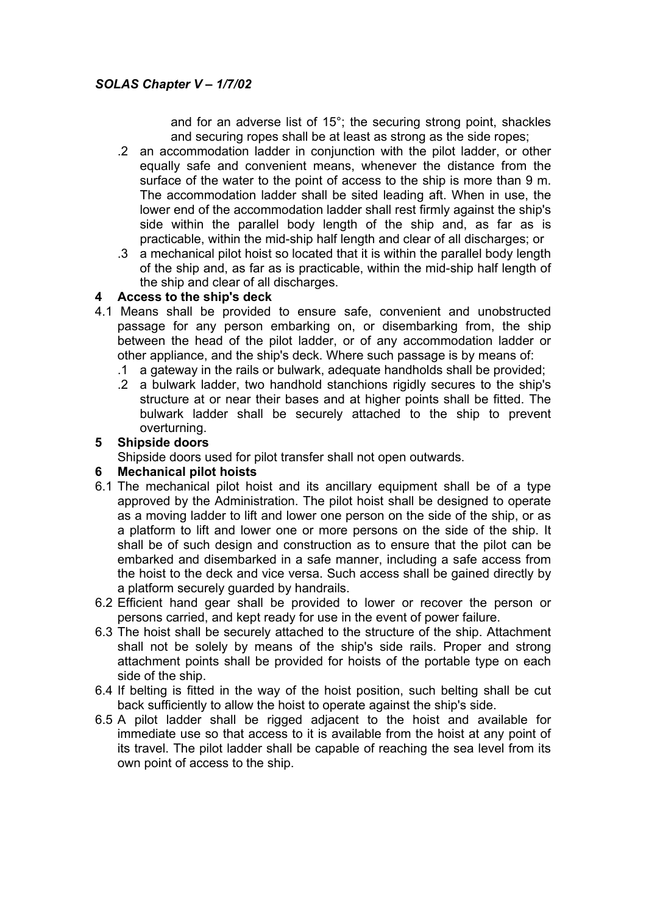and for an adverse list of 15°; the securing strong point, shackles and securing ropes shall be at least as strong as the side ropes;

.2 an accommodation ladder in conjunction with the pilot ladder, or other equally safe and convenient means, whenever the distance from the surface of the water to the point of access to the ship is more than 9 m. The accommodation ladder shall be sited leading aft. When in use, the lower end of the accommodation ladder shall rest firmly against the ship's side within the parallel body length of the ship and, as far as is practicable, within the mid-ship half length and clear of all discharges; or

.3 a mechanical pilot hoist so located that it is within the parallel body length of the ship and, as far as is practicable, within the mid-ship half length of the ship and clear of all discharges.

**4 Access to the ship's deck**

4.1 Means shall be provided to ensure safe, convenient and unobstructed passage for any person embarking on, or disembarking from, the ship between the head of the pilot ladder, or of any accommodation ladder or other appliance, and the ship's deck. Where such passage is by means of:

.1 a gateway in the rails or bulwark, adequate handholds shall be provided;

.2 a bulwark ladder, two handhold stanchions rigidly secures to the ship's structure at or near their bases and at higher points shall be fitted. The bulwark ladder shall be securely attached to the ship to prevent overturning.

**5 Shipside doors**

Shipside doors used for pilot transfer shall not open outwards.

**6 Mechanical pilot hoists**

6.1 The mechanical pilot hoist and its ancillary equipment shall be of a type approved by the Administration. The pilot hoist shall be designed to operate as a moving ladder to lift and lower one person on the side of the ship, or as a platform to lift and lower one or more persons on the side of the ship. It shall be of such design and construction as to ensure that the pilot can be embarked and disembarked in a safe manner, including a safe access from the hoist to the deck and vice versa. Such access shall be gained directly by a platform securely guarded by handrails.

6.2 Efficient hand gear shall be provided to lower or recover the person or persons carried, and kept ready for use in the event of power failure.

6.3 The hoist shall be securely attached to the structure of the ship. Attachment shall not be solely by means of the ship's side rails. Proper and strong attachment points shall be provided for hoists of the portable type on each side of the ship.

6.4 If belting is fitted in the way of the hoist position, such belting shall be cut back sufficiently to allow the hoist to operate against the ship's side.

6.5 A pilot ladder shall be rigged adjacent to the hoist and available for immediate use so that access to it is available from the hoist at any point of its travel. The pilot ladder shall be capable of reaching the sea level from its own point of access to the ship.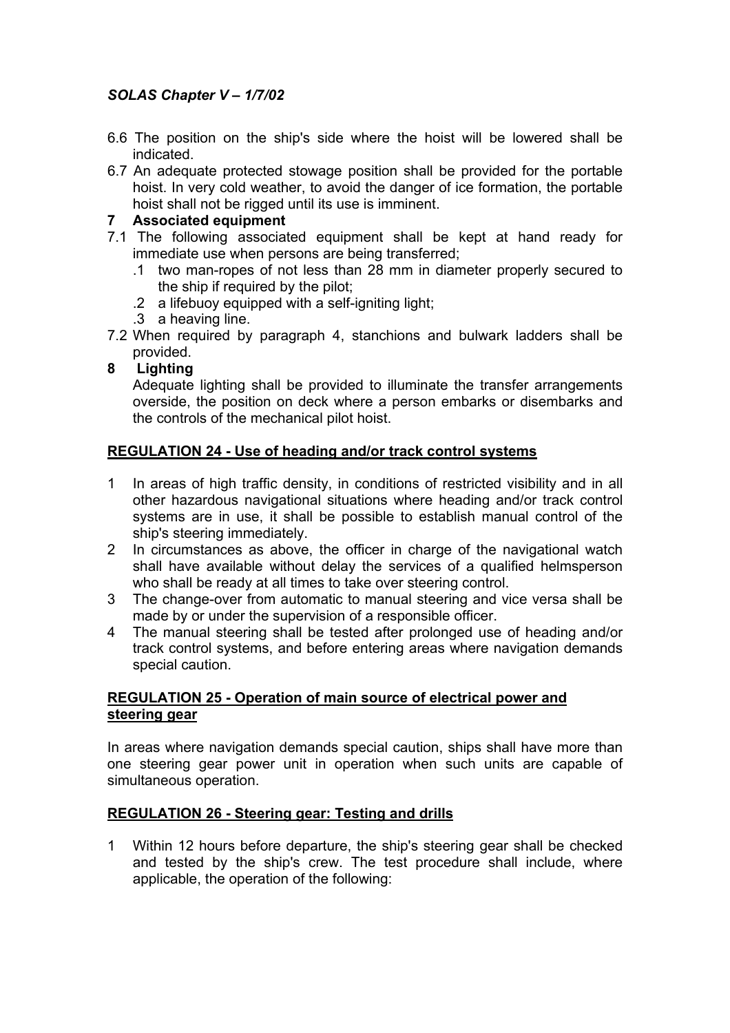6.6 The position on the ship's side where the hoist will be lowered shall be indicated.

6.7 An adequate protected stowage position shall be provided for the portable hoist. In very cold weather, to avoid the danger of ice formation, the portable hoist shall not be rigged until its use is imminent.

**7 Associated equipment**

7.1 The following associated equipment shall be kept at hand ready for immediate use when persons are being transferred;

.1 two man-ropes of not less than 28 mm in diameter properly secured to the ship if required by the pilot;

.2 a lifebuoy equipped with a self-igniting light;

.3 a heaving line.

7.2 When required by paragraph 4, stanchions and bulwark ladders shall be provided.

**8 Lighting**

Adequate lighting shall be provided to illuminate the transfer arrangements overside, the position on deck where a person embarks or disembarks and the controls of the mechanical pilot hoist.

## REGULATION 24 - Use of heading and/or track control systems

1 In areas of high traffic density, in conditions of restricted visibility and in all other hazardous navigational situations where heading and/or track control systems are in use, it shall be possible to establish manual control of the ship's steering immediately.

2 In circumstances as above, the officer in charge of the navigational watch shall have available without delay the services of a qualified helmsperson who shall be ready at all times to take over steering control.

3 The change-over from automatic to manual steering and vice versa shall be made by or under the supervision of a responsible officer.

4 The manual steering shall be tested after prolonged use of heading and/or track control systems, and before entering areas where navigation demands special caution.

## REGULATION 25 - Operation of main source of electrical power and steering gear

In areas where navigation demands special caution, ships shall have more than one steering gear power unit in operation when such units are capable of simultaneous operation.

## REGULATION 26 - Steering gear: Testing and drills

1 Within 12 hours before departure, the ship's steering gear shall be checked and tested by the ship's crew. The test procedure shall include, where applicable, the operation of the following: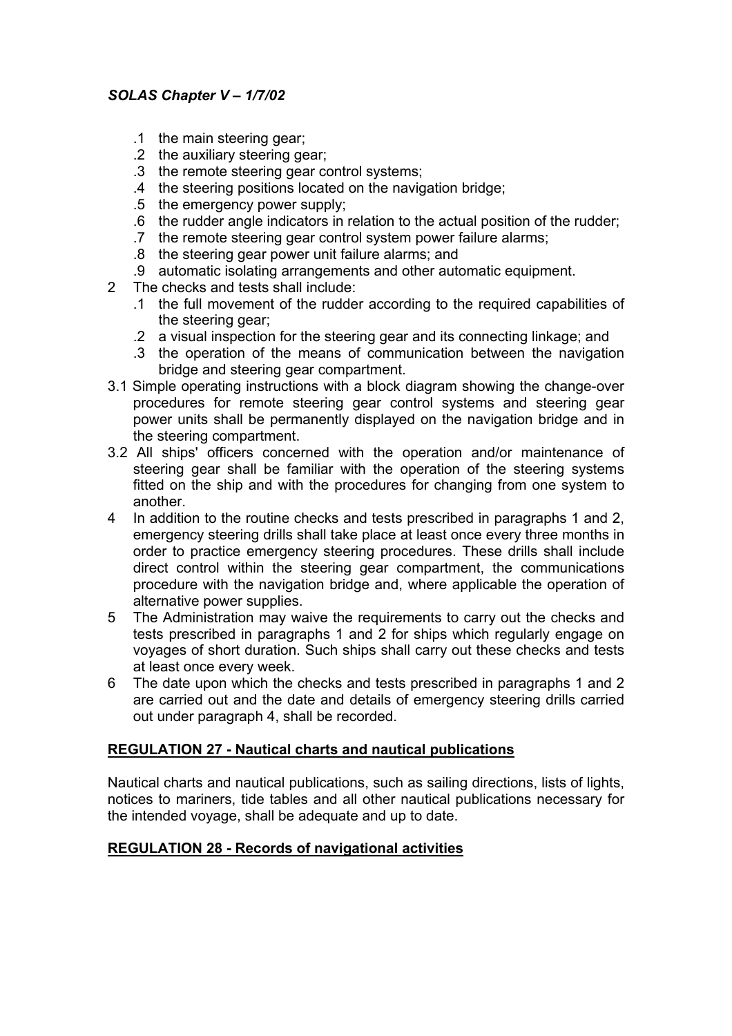.1 the main steering gear;
.2 the auxiliary steering gear;
.3 the remote steering gear control systems;
.4 the steering positions located on the navigation bridge;
.5 the emergency power supply;
.6 the rudder angle indicators in relation to the actual position of the rudder;
.7 the remote steering gear control system power failure alarms;
.8 the steering gear power unit failure alarms; and
.9 automatic isolating arrangements and other automatic equipment.

2 The checks and tests shall include:
.1 the full movement of the rudder according to the required capabilities of the steering gear;
.2 a visual inspection for the steering gear and its connecting linkage; and
.3 the operation of the means of communication between the navigation bridge and steering gear compartment.

3.1 Simple operating instructions with a block diagram showing the change-over procedures for remote steering gear control systems and steering gear power units shall be permanently displayed on the navigation bridge and in the steering compartment.

3.2 All ships' officers concerned with the operation and/or maintenance of steering gear shall be familiar with the operation of the steering systems fitted on the ship and with the procedures for changing from one system to another.

4 In addition to the routine checks and tests prescribed in paragraphs 1 and 2, emergency steering drills shall take place at least once every three months in order to practice emergency steering procedures. These drills shall include direct control within the steering gear compartment, the communications procedure with the navigation bridge and, where applicable the operation of alternative power supplies.

5 The Administration may waive the requirements to carry out the checks and tests prescribed in paragraphs 1 and 2 for ships which regularly engage on voyages of short duration. Such ships shall carry out these checks and tests at least once every week.

6 The date upon which the checks and tests prescribed in paragraphs 1 and 2 are carried out and the date and details of emergency steering drills carried out under paragraph 4, shall be recorded.

## REGULATION 27 - Nautical charts and nautical publications

Nautical charts and nautical publications, such as sailing directions, lists of lights, notices to mariners, tide tables and all other nautical publications necessary for the intended voyage, shall be adequate and up to date.

## REGULATION 28 - Records of navigational activities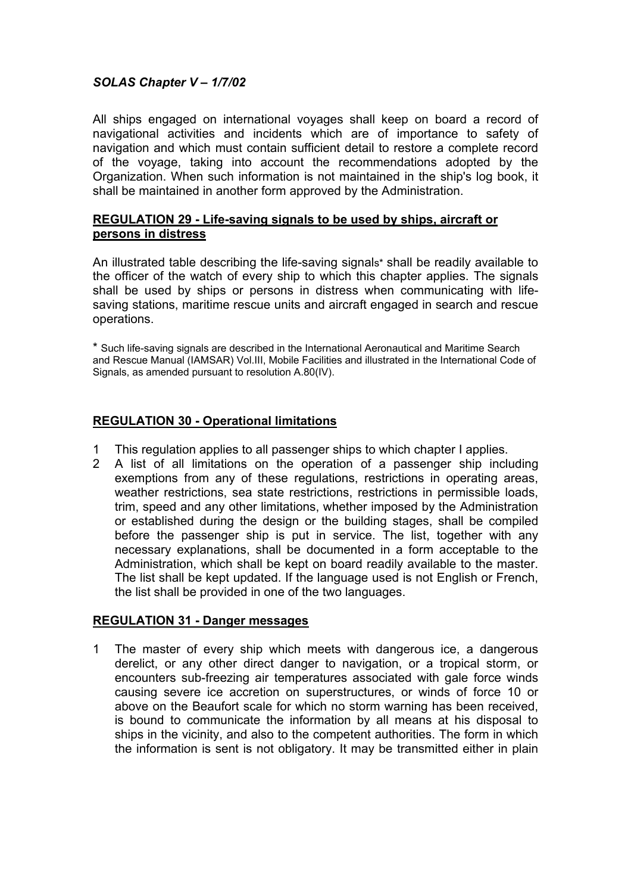*SOLAS Chapter V – 1/7/02*

All ships engaged on international voyages shall keep on board a record of navigational activities and incidents which are of importance to safety of navigation and which must contain sufficient detail to restore a complete record of the voyage, taking into account the recommendations adopted by the Organization. When such information is not maintained in the ship's log book, it shall be maintained in another form approved by the Administration.

## REGULATION 29 - Life-saving signals to be used by ships, aircraft or persons in distress

An illustrated table describing the life-saving signals* shall be readily available to the officer of the watch of every ship to which this chapter applies. The signals shall be used by ships or persons in distress when communicating with life-saving stations, maritime rescue units and aircraft engaged in search and rescue operations.

* Such life-saving signals are described in the International Aeronautical and Maritime Search and Rescue Manual (IAMSAR) Vol.III, Mobile Facilities and illustrated in the International Code of Signals, as amended pursuant to resolution A.80(IV).

## REGULATION 30 - Operational limitations

1 This regulation applies to all passenger ships to which chapter I applies.

2 A list of all limitations on the operation of a passenger ship including exemptions from any of these regulations, restrictions in operating areas, weather restrictions, sea state restrictions, restrictions in permissible loads, trim, speed and any other limitations, whether imposed by the Administration or established during the design or the building stages, shall be compiled before the passenger ship is put in service. The list, together with any necessary explanations, shall be documented in a form acceptable to the Administration, which shall be kept on board readily available to the master. The list shall be kept updated. If the language used is not English or French, the list shall be provided in one of the two languages.

## REGULATION 31 - Danger messages

1 The master of every ship which meets with dangerous ice, a dangerous derelict, or any other direct danger to navigation, or a tropical storm, or encounters sub-freezing air temperatures associated with gale force winds causing severe ice accretion on superstructures, or winds of force 10 or above on the Beaufort scale for which no storm warning has been received, is bound to communicate the information by all means at his disposal to ships in the vicinity, and also to the competent authorities. The form in which the information is sent is not obligatory. It may be transmitted either in plain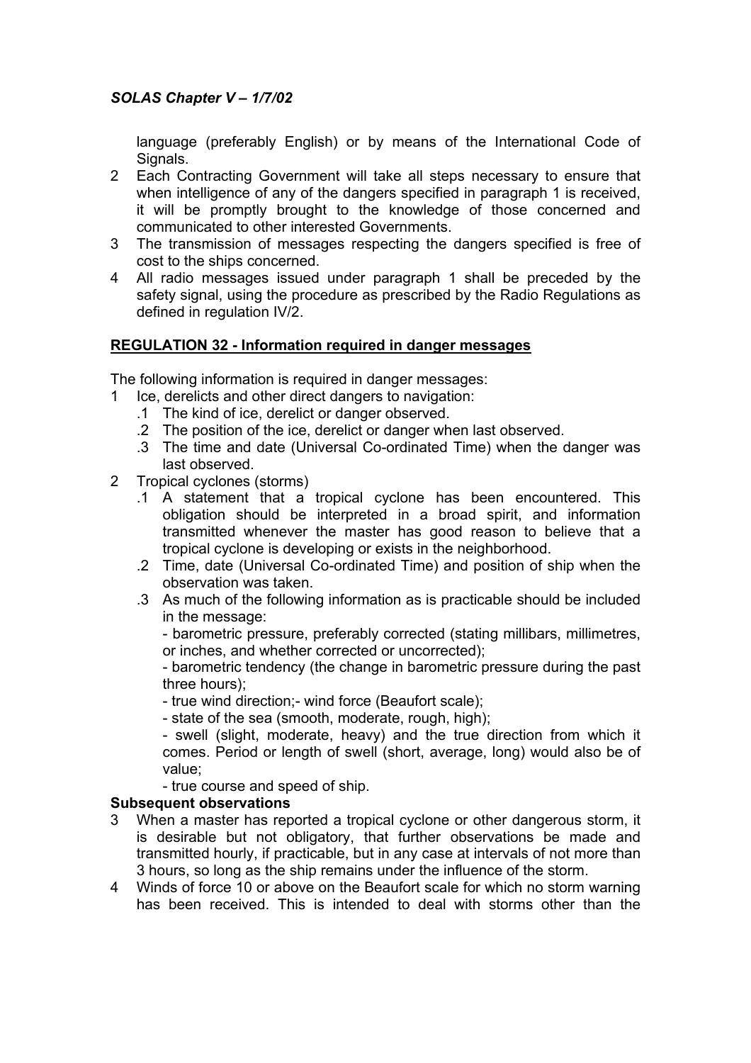language (preferably English) or by means of the International Code of Signals.

2 Each Contracting Government will take all steps necessary to ensure that when intelligence of any of the dangers specified in paragraph 1 is received, it will be promptly brought to the knowledge of those concerned and communicated to other interested Governments.

3 The transmission of messages respecting the dangers specified is free of cost to the ships concerned.

4 All radio messages issued under paragraph 1 shall be preceded by the safety signal, using the procedure as prescribed by the Radio Regulations as defined in regulation IV/2.

## REGULATION 32 - Information required in danger messages

The following information is required in danger messages:

1 Ice, derelicts and other direct dangers to navigation:
  - .1 The kind of ice, derelict or danger observed.
  - .2 The position of the ice, derelict or danger when last observed.
  - .3 The time and date (Universal Co-ordinated Time) when the danger was last observed.

2 Tropical cyclones (storms)
  - .1 A statement that a tropical cyclone has been encountered. This obligation should be interpreted in a broad spirit, and information transmitted whenever the master has good reason to believe that a tropical cyclone is developing or exists in the neighborhood.
  - .2 Time, date (Universal Co-ordinated Time) and position of ship when the observation was taken.
  - .3 As much of the following information as is practicable should be included in the message:
    - barometric pressure, preferably corrected (stating millibars, millimetres, or inches, and whether corrected or uncorrected);
    - barometric tendency (the change in barometric pressure during the past three hours);
    - true wind direction;- wind force (Beaufort scale);
    - state of the sea (smooth, moderate, rough, high);
    - swell (slight, moderate, heavy) and the true direction from which it comes. Period or length of swell (short, average, long) would also be of value;
    - true course and speed of ship.

**Subsequent observations**

3 When a master has reported a tropical cyclone or other dangerous storm, it is desirable but not obligatory, that further observations be made and transmitted hourly, if practicable, but in any case at intervals of not more than 3 hours, so long as the ship remains under the influence of the storm.

4 Winds of force 10 or above on the Beaufort scale for which no storm warning has been received. This is intended to deal with storms other than the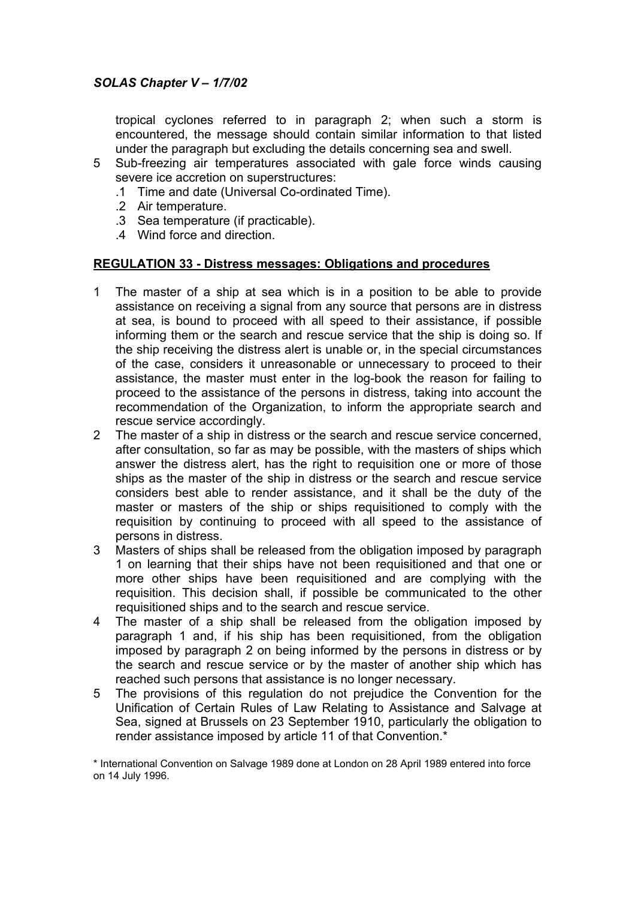tropical cyclones referred to in paragraph 2; when such a storm is encountered, the message should contain similar information to that listed under the paragraph but excluding the details concerning sea and swell.

5 Sub-freezing air temperatures associated with gale force winds causing severe ice accretion on superstructures:
   .1 Time and date (Universal Co-ordinated Time).
   .2 Air temperature.
   .3 Sea temperature (if practicable).
   .4 Wind force and direction.

## REGULATION 33 - Distress messages: Obligations and procedures

1 The master of a ship at sea which is in a position to be able to provide assistance on receiving a signal from any source that persons are in distress at sea, is bound to proceed with all speed to their assistance, if possible informing them or the search and rescue service that the ship is doing so. If the ship receiving the distress alert is unable or, in the special circumstances of the case, considers it unreasonable or unnecessary to proceed to their assistance, the master must enter in the log-book the reason for failing to proceed to the assistance of the persons in distress, taking into account the recommendation of the Organization, to inform the appropriate search and rescue service accordingly.

2 The master of a ship in distress or the search and rescue service concerned, after consultation, so far as may be possible, with the masters of ships which answer the distress alert, has the right to requisition one or more of those ships as the master of the ship in distress or the search and rescue service considers best able to render assistance, and it shall be the duty of the master or masters of the ship or ships requisitioned to comply with the requisition by continuing to proceed with all speed to the assistance of persons in distress.

3 Masters of ships shall be released from the obligation imposed by paragraph 1 on learning that their ships have not been requisitioned and that one or more other ships have been requisitioned and are complying with the requisition. This decision shall, if possible be communicated to the other requisitioned ships and to the search and rescue service.

4 The master of a ship shall be released from the obligation imposed by paragraph 1 and, if his ship has been requisitioned, from the obligation imposed by paragraph 2 on being informed by the persons in distress or by the search and rescue service or by the master of another ship which has reached such persons that assistance is no longer necessary.

5 The provisions of this regulation do not prejudice the Convention for the Unification of Certain Rules of Law Relating to Assistance and Salvage at Sea, signed at Brussels on 23 September 1910, particularly the obligation to render assistance imposed by article 11 of that Convention.*

\* International Convention on Salvage 1989 done at London on 28 April 1989 entered into force on 14 July 1996.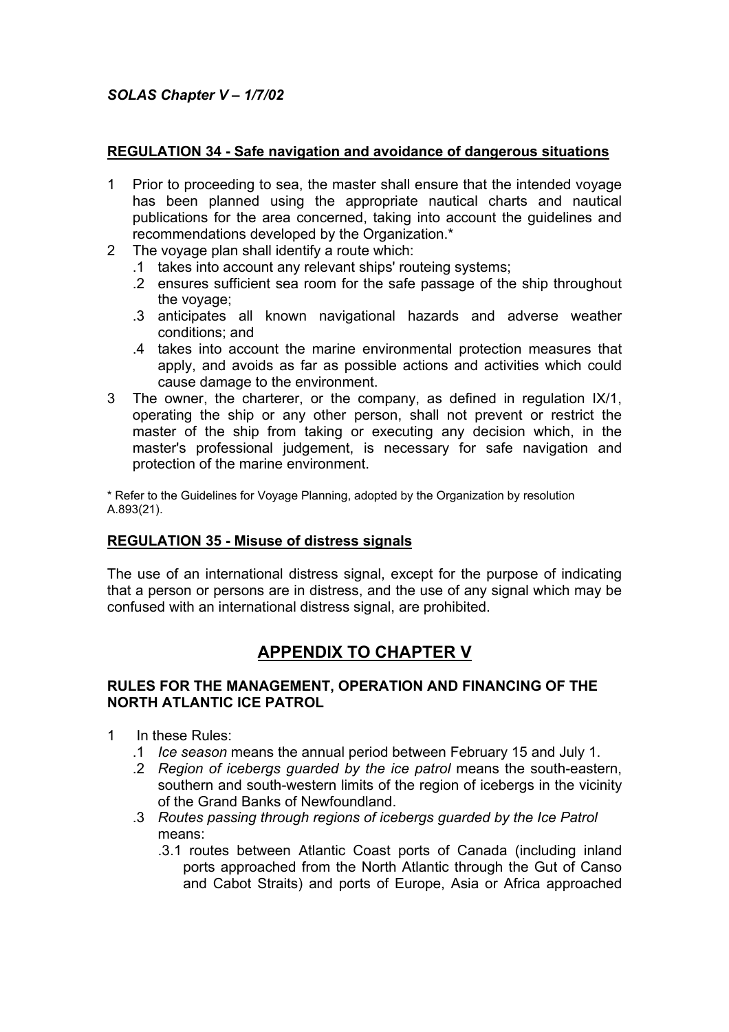## REGULATION 34 - Safe navigation and avoidance of dangerous situations

1 Prior to proceeding to sea, the master shall ensure that the intended voyage has been planned using the appropriate nautical charts and nautical publications for the area concerned, taking into account the guidelines and recommendations developed by the Organization.*

2 The voyage plan shall identify a route which:
   - .1 takes into account any relevant ships' routeing systems;
   - .2 ensures sufficient sea room for the safe passage of the ship throughout the voyage;
   - .3 anticipates all known navigational hazards and adverse weather conditions; and
   - .4 takes into account the marine environmental protection measures that apply, and avoids as far as possible actions and activities which could cause damage to the environment.

3 The owner, the charterer, or the company, as defined in regulation IX/1, operating the ship or any other person, shall not prevent or restrict the master of the ship from taking or executing any decision which, in the master's professional judgement, is necessary for safe navigation and protection of the marine environment.

\* Refer to the Guidelines for Voyage Planning, adopted by the Organization by resolution A.893(21).

## REGULATION 35 - Misuse of distress signals

The use of an international distress signal, except for the purpose of indicating that a person or persons are in distress, and the use of any signal which may be confused with an international distress signal, are prohibited.

# APPENDIX TO CHAPTER V

### RULES FOR THE MANAGEMENT, OPERATION AND FINANCING OF THE NORTH ATLANTIC ICE PATROL

1 In these Rules:
   - .1 *Ice season* means the annual period between February 15 and July 1.
   - .2 *Region of icebergs guarded by the ice patrol* means the south-eastern, southern and south-western limits of the region of icebergs in the vicinity of the Grand Banks of Newfoundland.
   - .3 *Routes passing through regions of icebergs guarded by the Ice Patrol* means:
     - .3.1 routes between Atlantic Coast ports of Canada (including inland ports approached from the North Atlantic through the Gut of Canso and Cabot Straits) and ports of Europe, Asia or Africa approached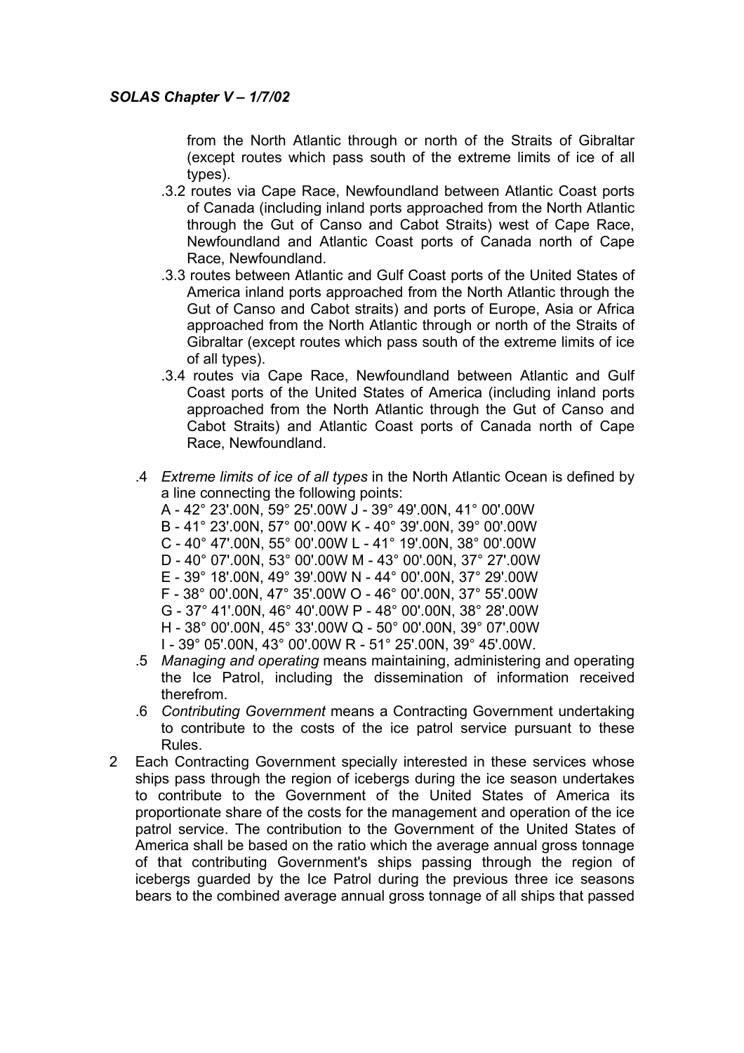from the North Atlantic through or north of the Straits of Gibraltar (except routes which pass south of the extreme limits of ice of all types).

.3.2 routes via Cape Race, Newfoundland between Atlantic Coast ports of Canada (including inland ports approached from the North Atlantic through the Gut of Canso and Cabot Straits) west of Cape Race, Newfoundland and Atlantic Coast ports of Canada north of Cape Race, Newfoundland.

.3.3 routes between Atlantic and Gulf Coast ports of the United States of America inland ports approached from the North Atlantic through the Gut of Canso and Cabot straits) and ports of Europe, Asia or Africa approached from the North Atlantic through or north of the Straits of Gibraltar (except routes which pass south of the extreme limits of ice of all types).

.3.4 routes via Cape Race, Newfoundland between Atlantic and Gulf Coast ports of the United States of America (including inland ports approached from the North Atlantic through the Gut of Canso and Cabot Straits) and Atlantic Coast ports of Canada north of Cape Race, Newfoundland.

.4 *Extreme limits of ice of all types* in the North Atlantic Ocean is defined by a line connecting the following points:

A - 42° 23'.00N, 59° 25'.00W J - 39° 49'.00N, 41° 00'.00W
B - 41° 23'.00N, 57° 00'.00W K - 40° 39'.00N, 39° 00'.00W
C - 40° 47'.00N, 55° 00'.00W L - 41° 19'.00N, 38° 00'.00W
D - 40° 07'.00N, 53° 00'.00W M - 43° 00'.00N, 37° 27'.00W
E - 39° 18'.00N, 49° 39'.00W N - 44° 00'.00N, 37° 29'.00W
F - 38° 00'.00N, 47° 35'.00W O - 46° 00'.00N, 37° 55'.00W
G - 37° 41'.00N, 46° 40'.00W P - 48° 00'.00N, 38° 28'.00W
H - 38° 00'.00N, 45° 33'.00W Q - 50° 00'.00N, 39° 07'.00W
I - 39° 05'.00N, 43° 00'.00W R - 51° 25'.00N, 39° 45'.00W.

.5 *Managing and operating* means maintaining, administering and operating the Ice Patrol, including the dissemination of information received therefrom.

.6 *Contributing Government* means a Contracting Government undertaking to contribute to the costs of the ice patrol service pursuant to these Rules.

2 Each Contracting Government specially interested in these services whose ships pass through the region of icebergs during the ice season undertakes to contribute to the Government of the United States of America its proportionate share of the costs for the management and operation of the ice patrol service. The contribution to the Government of the United States of America shall be based on the ratio which the average annual gross tonnage of that contributing Government's ships passing through the region of icebergs guarded by the Ice Patrol during the previous three ice seasons bears to the combined average annual gross tonnage of all ships that passed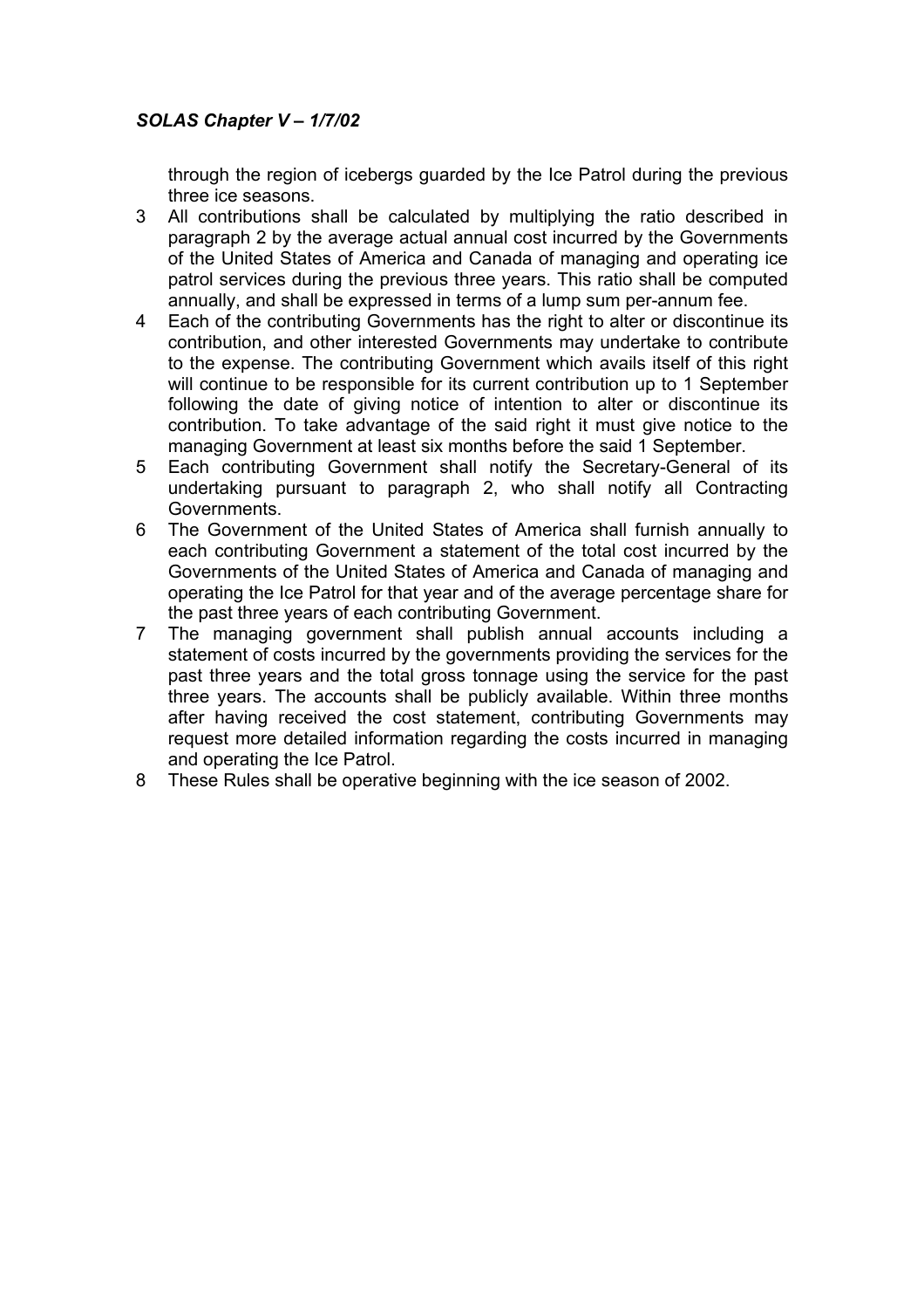through the region of icebergs guarded by the Ice Patrol during the previous three ice seasons.

3 All contributions shall be calculated by multiplying the ratio described in paragraph 2 by the average actual annual cost incurred by the Governments of the United States of America and Canada of managing and operating ice patrol services during the previous three years. This ratio shall be computed annually, and shall be expressed in terms of a lump sum per-annum fee.

4 Each of the contributing Governments has the right to alter or discontinue its contribution, and other interested Governments may undertake to contribute to the expense. The contributing Government which avails itself of this right will continue to be responsible for its current contribution up to 1 September following the date of giving notice of intention to alter or discontinue its contribution. To take advantage of the said right it must give notice to the managing Government at least six months before the said 1 September.

5 Each contributing Government shall notify the Secretary-General of its undertaking pursuant to paragraph 2, who shall notify all Contracting Governments.

6 The Government of the United States of America shall furnish annually to each contributing Government a statement of the total cost incurred by the Governments of the United States of America and Canada of managing and operating the Ice Patrol for that year and of the average percentage share for the past three years of each contributing Government.

7 The managing government shall publish annual accounts including a statement of costs incurred by the governments providing the services for the past three years and the total gross tonnage using the service for the past three years. The accounts shall be publicly available. Within three months after having received the cost statement, contributing Governments may request more detailed information regarding the costs incurred in managing and operating the Ice Patrol.

8 These Rules shall be operative beginning with the ice season of 2002.